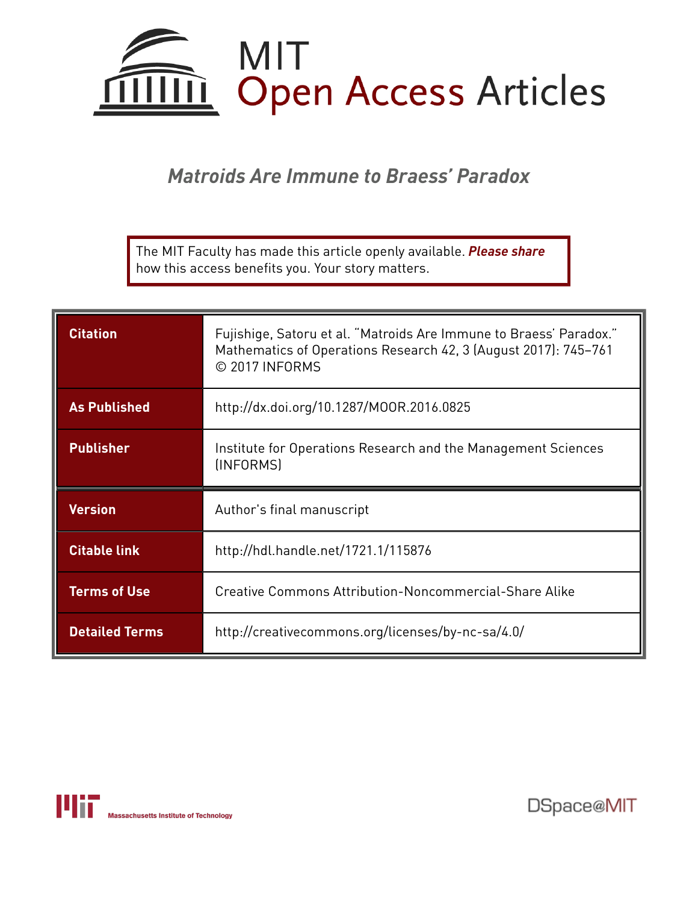# MIT Open Access Articles

## *Matroids Are Immune to Braess' Paradox*

The MIT Faculty has made this article openly available. ***Please share*** how this access benefits you. Your story matters.

| | |
|---|---|
| **Citation** | Fujishige, Satoru et al. "Matroids Are Immune to Braess' Paradox." Mathematics of Operations Research 42, 3 (August 2017): 745–761 © 2017 INFORMS |
| **As Published** | http://dx.doi.org/10.1287/MOOR.2016.0825 |
| **Publisher** | Institute for Operations Research and the Management Sciences (INFORMS) |
| **Version** | Author's final manuscript |
| **Citable link** | http://hdl.handle.net/1721.1/115876 |
| **Terms of Use** | Creative Commons Attribution-Noncommercial-Share Alike |
| **Detailed Terms** | http://creativecommons.org/licenses/by-nc-sa/4.0/ |

Massachusetts Institute of Technology

DSpace@MIT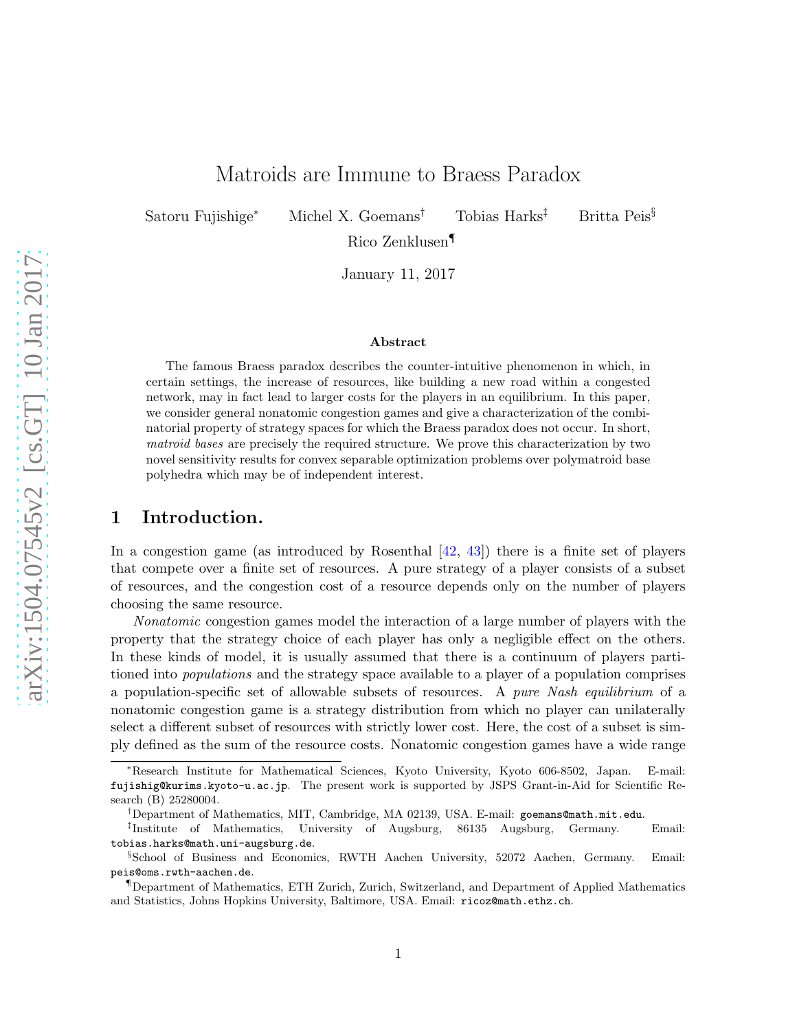# Matroids are Immune to Braess Paradox

Satoru Fujishige[*] Michel X. Goemans[†] Tobias Harks[‡] Britta Peis[§]
Rico Zenklusen[¶]

January 11, 2017

**Abstract**

The famous Braess paradox describes the counter-intuitive phenomenon in which, in certain settings, the increase of resources, like building a new road within a congested network, may in fact lead to larger costs for the players in an equilibrium. In this paper, we consider general nonatomic congestion games and give a characterization of the combinatorial property of strategy spaces for which the Braess paradox does not occur. In short, *matroid bases* are precisely the required structure. We prove this characterization by two novel sensitivity results for convex separable optimization problems over polymatroid base polyhedra which may be of independent interest.

## 1 Introduction.

In a congestion game (as introduced by Rosenthal [42, 43]) there is a finite set of players that compete over a finite set of resources. A pure strategy of a player consists of a subset of resources, and the congestion cost of a resource depends only on the number of players choosing the same resource.

*Nonatomic* congestion games model the interaction of a large number of players with the property that the strategy choice of each player has only a negligible effect on the others. In these kinds of model, it is usually assumed that there is a continuum of players partitioned into *populations* and the strategy space available to a player of a population comprises a population-specific set of allowable subsets of resources. A *pure Nash equilibrium* of a nonatomic congestion game is a strategy distribution from which no player can unilaterally select a different subset of resources with strictly lower cost. Here, the cost of a subset is simply defined as the sum of the resource costs. Nonatomic congestion games have a wide range

---

[*] Research Institute for Mathematical Sciences, Kyoto University, Kyoto 606-8502, Japan. E-mail: fujishig@kurims.kyoto-u.ac.jp. The present work is supported by JSPS Grant-in-Aid for Scientific Research (B) 25280004.

[†] Department of Mathematics, MIT, Cambridge, MA 02139, USA. E-mail: goemans@math.mit.edu.

[‡] Institute of Mathematics, University of Augsburg, 86135 Augsburg, Germany. Email: tobias.harks@math.uni-augsburg.de.

[§] School of Business and Economics, RWTH Aachen University, 52072 Aachen, Germany. Email: peis@oms.rwth-aachen.de.

[¶] Department of Mathematics, ETH Zurich, Zurich, Switzerland, and Department of Applied Mathematics and Statistics, Johns Hopkins University, Baltimore, USA. Email: ricoz@math.ethz.ch.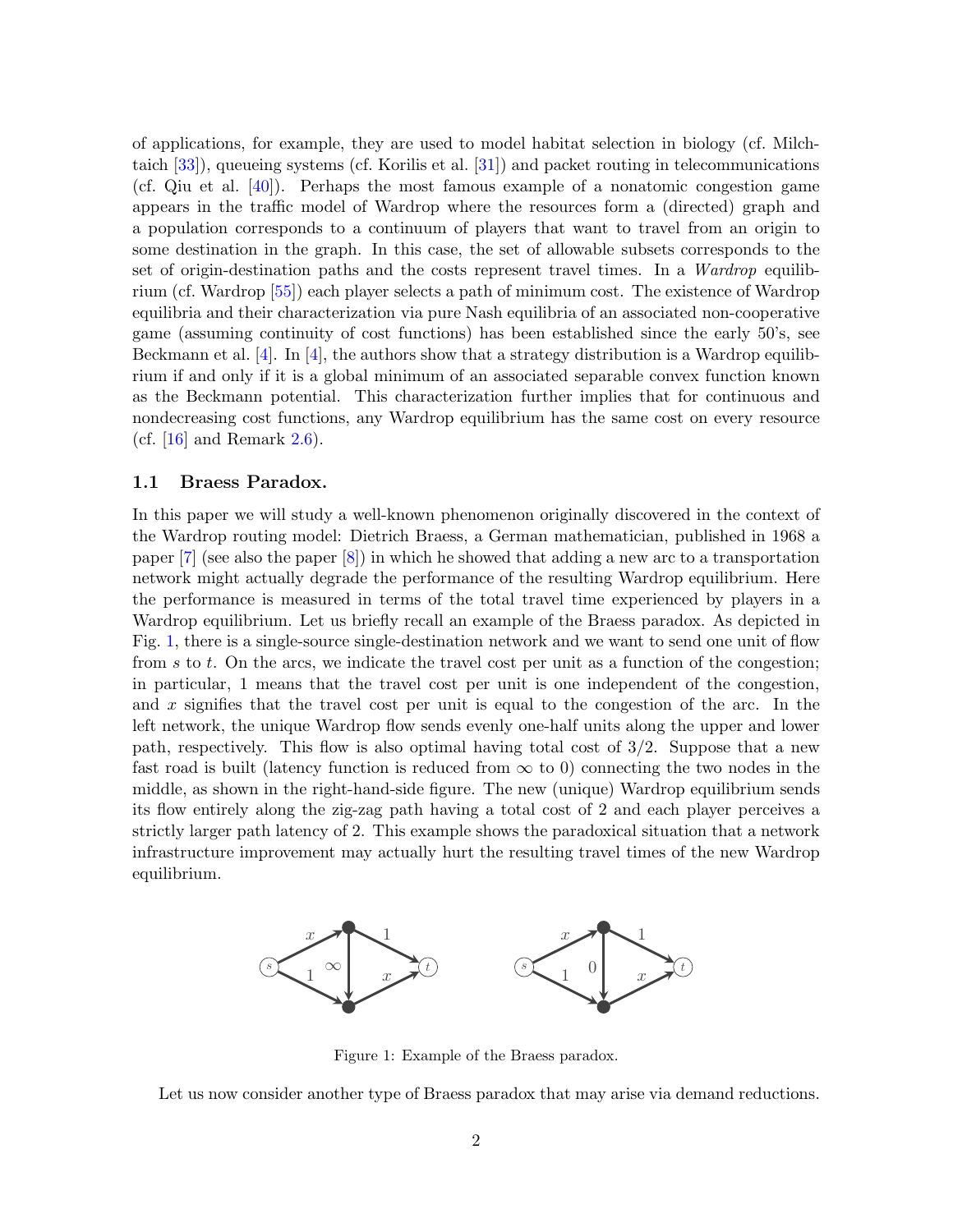of applications, for example, they are used to model habitat selection in biology (cf. Milchtaich [33]), queueing systems (cf. Korilis et al. [31]) and packet routing in telecommunications (cf. Qiu et al. [40]). Perhaps the most famous example of a nonatomic congestion game appears in the traffic model of Wardrop where the resources form a (directed) graph and a population corresponds to a continuum of players that want to travel from an origin to some destination in the graph. In this case, the set of allowable subsets corresponds to the set of origin-destination paths and the costs represent travel times. In a *Wardrop* equilibrium (cf. Wardrop [55]) each player selects a path of minimum cost. The existence of Wardrop equilibria and their characterization via pure Nash equilibria of an associated non-cooperative game (assuming continuity of cost functions) has been established since the early 50's, see Beckmann et al. [4]. In [4], the authors show that a strategy distribution is a Wardrop equilibrium if and only if it is a global minimum of an associated separable convex function known as the Beckmann potential. This characterization further implies that for continuous and nondecreasing cost functions, any Wardrop equilibrium has the same cost on every resource (cf. [16] and Remark 2.6).

### 1.1 Braess Paradox.

In this paper we will study a well-known phenomenon originally discovered in the context of the Wardrop routing model: Dietrich Braess, a German mathematician, published in 1968 a paper [7] (see also the paper [8]) in which he showed that adding a new arc to a transportation network might actually degrade the performance of the resulting Wardrop equilibrium. Here the performance is measured in terms of the total travel time experienced by players in a Wardrop equilibrium. Let us briefly recall an example of the Braess paradox. As depicted in Fig. 1, there is a single-source single-destination network and we want to send one unit of flow from $s$ to $t$. On the arcs, we indicate the travel cost per unit as a function of the congestion; in particular, 1 means that the travel cost per unit is one independent of the congestion, and $x$ signifies that the travel cost per unit is equal to the congestion of the arc. In the left network, the unique Wardrop flow sends evenly one-half units along the upper and lower path, respectively. This flow is also optimal having total cost of $3/2$. Suppose that a new fast road is built (latency function is reduced from $\infty$ to 0) connecting the two nodes in the middle, as shown in the right-hand-side figure. The new (unique) Wardrop equilibrium sends its flow entirely along the zig-zag path having a total cost of 2 and each player perceives a strictly larger path latency of 2. This example shows the paradoxical situation that a network infrastructure improvement may actually hurt the resulting travel times of the new Wardrop equilibrium.

Figure 1: Example of the Braess paradox.

Let us now consider another type of Braess paradox that may arise via demand reductions.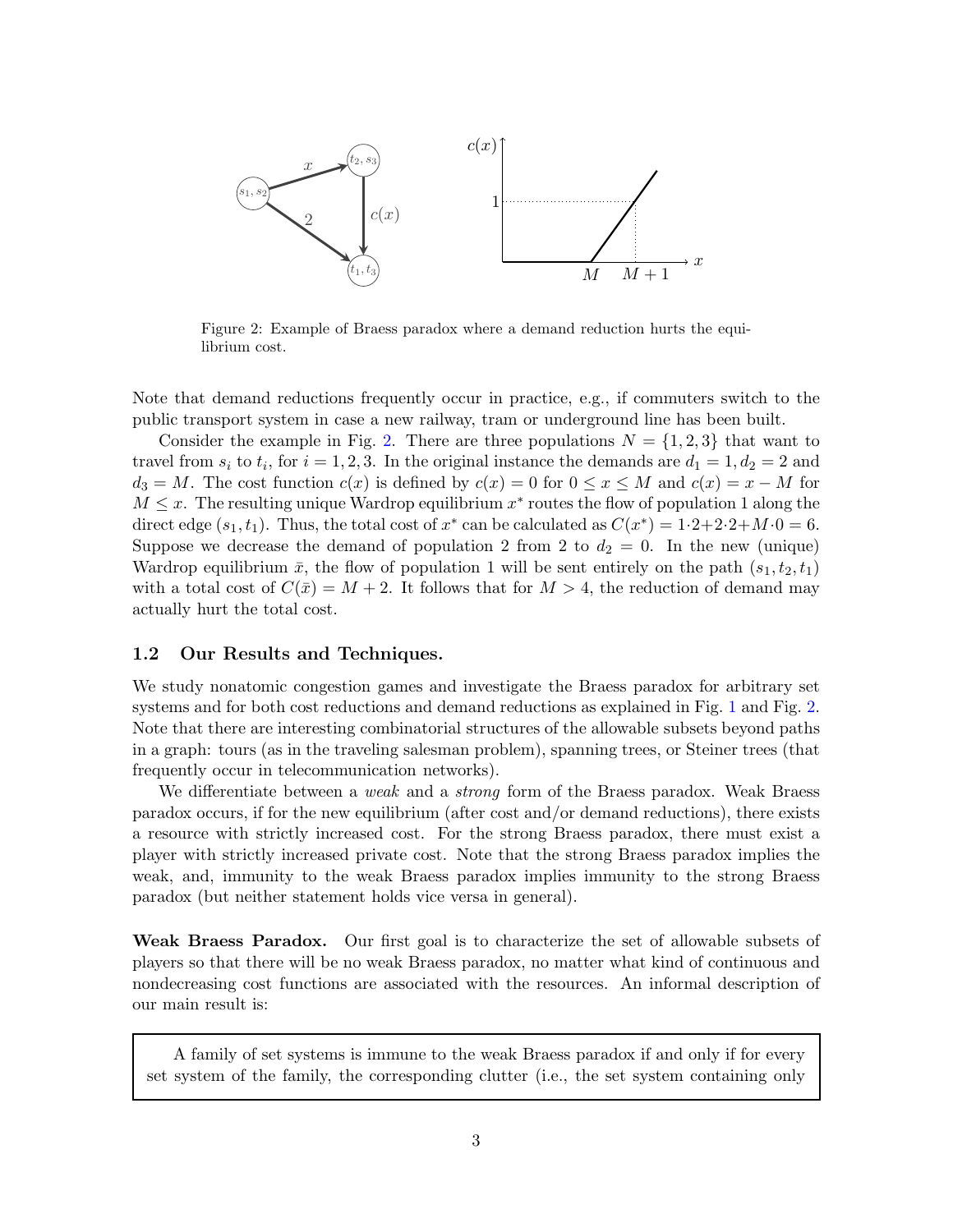Figure 2: Example of Braess paradox where a demand reduction hurts the equilibrium cost.

Note that demand reductions frequently occur in practice, e.g., if commuters switch to the public transport system in case a new railway, tram or underground line has been built.

Consider the example in Fig. 2. There are three populations $N = \{1, 2, 3\}$ that want to travel from $s_i$ to $t_i$, for $i = 1, 2, 3$. In the original instance the demands are $d_1 = 1, d_2 = 2$ and $d_3 = M$. The cost function $c(x)$ is defined by $c(x) = 0$ for $0 \leq x \leq M$ and $c(x) = x - M$ for $M \leq x$. The resulting unique Wardrop equilibrium $x^*$ routes the flow of population 1 along the direct edge $(s_1, t_1)$. Thus, the total cost of $x^*$ can be calculated as $C(x^*) = 1 \cdot 2 + 2 \cdot 2 + M \cdot 0 = 6$. Suppose we decrease the demand of population 2 from 2 to $d_2 = 0$. In the new (unique) Wardrop equilibrium $\bar{x}$, the flow of population 1 will be sent entirely on the path $(s_1, t_2, t_1)$ with a total cost of $C(\bar{x}) = M + 2$. It follows that for $M > 4$, the reduction of demand may actually hurt the total cost.

## 1.2 Our Results and Techniques.

We study nonatomic congestion games and investigate the Braess paradox for arbitrary set systems and for both cost reductions and demand reductions as explained in Fig. 1 and Fig. 2. Note that there are interesting combinatorial structures of the allowable subsets beyond paths in a graph: tours (as in the traveling salesman problem), spanning trees, or Steiner trees (that frequently occur in telecommunication networks).

We differentiate between a *weak* and a *strong* form of the Braess paradox. Weak Braess paradox occurs, if for the new equilibrium (after cost and/or demand reductions), there exists a resource with strictly increased cost. For the strong Braess paradox, there must exist a player with strictly increased private cost. Note that the strong Braess paradox implies the weak, and, immunity to the weak Braess paradox implies immunity to the strong Braess paradox (but neither statement holds vice versa in general).

**Weak Braess Paradox.** Our first goal is to characterize the set of allowable subsets of players so that there will be no weak Braess paradox, no matter what kind of continuous and nondecreasing cost functions are associated with the resources. An informal description of our main result is:

> A family of set systems is immune to the weak Braess paradox if and only if for every set system of the family, the corresponding clutter (i.e., the set system containing only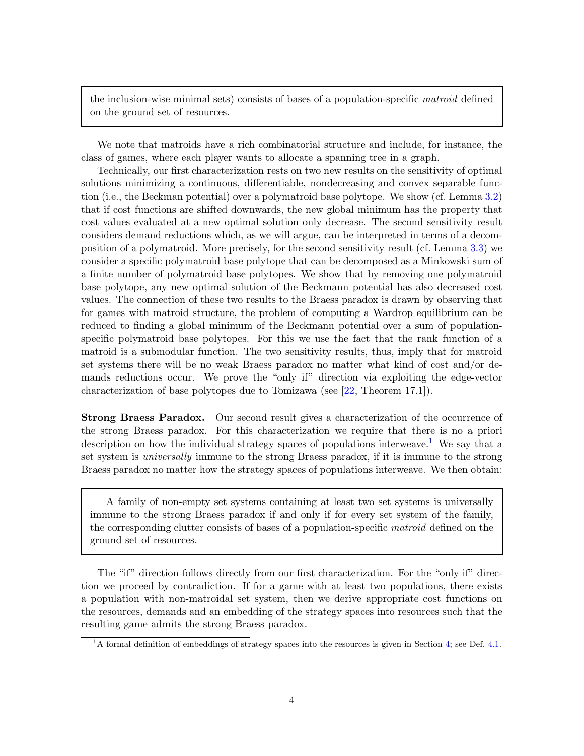the inclusion-wise minimal sets) consists of bases of a population-specific *matroid* defined on the ground set of resources.

We note that matroids have a rich combinatorial structure and include, for instance, the class of games, where each player wants to allocate a spanning tree in a graph.

Technically, our first characterization rests on two new results on the sensitivity of optimal solutions minimizing a continuous, differentiable, nondecreasing and convex separable function (i.e., the Beckman potential) over a polymatroid base polytope. We show (cf. Lemma 3.2) that if cost functions are shifted downwards, the new global minimum has the property that cost values evaluated at a new optimal solution only decrease. The second sensitivity result considers demand reductions which, as we will argue, can be interpreted in terms of a decomposition of a polymatroid. More precisely, for the second sensitivity result (cf. Lemma 3.3) we consider a specific polymatroid base polytope that can be decomposed as a Minkowski sum of a finite number of polymatroid base polytopes. We show that by removing one polymatroid base polytope, any new optimal solution of the Beckmann potential has also decreased cost values. The connection of these two results to the Braess paradox is drawn by observing that for games with matroid structure, the problem of computing a Wardrop equilibrium can be reduced to finding a global minimum of the Beckmann potential over a sum of population-specific polymatroid base polytopes. For this we use the fact that the rank function of a matroid is a submodular function. The two sensitivity results, thus, imply that for matroid set systems there will be no weak Braess paradox no matter what kind of cost and/or demands reductions occur. We prove the "only if" direction via exploiting the edge-vector characterization of base polytopes due to Tomizawa (see [22, Theorem 17.1]).

**Strong Braess Paradox.** Our second result gives a characterization of the occurrence of the strong Braess paradox. For this characterization we require that there is no a priori description on how the individual strategy spaces of populations interweave.[1] We say that a set system is *universally* immune to the strong Braess paradox, if it is immune to the strong Braess paradox no matter how the strategy spaces of populations interweave. We then obtain:

A family of non-empty set systems containing at least two set systems is universally immune to the strong Braess paradox if and only if for every set system of the family, the corresponding clutter consists of bases of a population-specific *matroid* defined on the ground set of resources.

The "if" direction follows directly from our first characterization. For the "only if" direction we proceed by contradiction. If for a game with at least two populations, there exists a population with non-matroidal set system, then we derive appropriate cost functions on the resources, demands and an embedding of the strategy spaces into resources such that the resulting game admits the strong Braess paradox.

[1] A formal definition of embeddings of strategy spaces into the resources is given in Section 4; see Def. 4.1.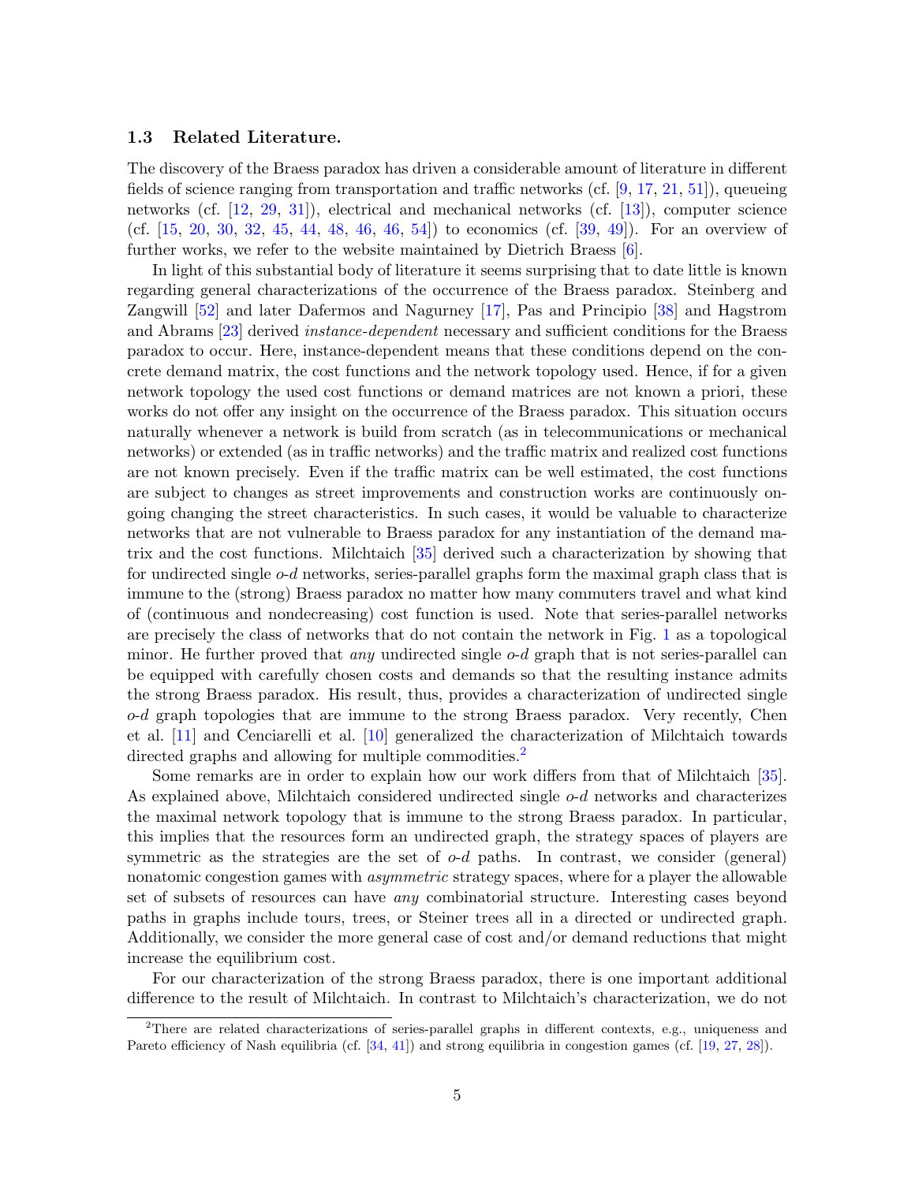### 1.3 Related Literature.

The discovery of the Braess paradox has driven a considerable amount of literature in different fields of science ranging from transportation and traffic networks (cf. [9, 17, 21, 51]), queueing networks (cf. [12, 29, 31]), electrical and mechanical networks (cf. [13]), computer science (cf. [15, 20, 30, 32, 45, 44, 48, 46, 46, 54]) to economics (cf. [39, 49]). For an overview of further works, we refer to the website maintained by Dietrich Braess [6].

In light of this substantial body of literature it seems surprising that to date little is known regarding general characterizations of the occurrence of the Braess paradox. Steinberg and Zangwill [52] and later Dafermos and Nagurney [17], Pas and Principio [38] and Hagstrom and Abrams [23] derived *instance-dependent* necessary and sufficient conditions for the Braess paradox to occur. Here, instance-dependent means that these conditions depend on the concrete demand matrix, the cost functions and the network topology used. Hence, if for a given network topology the used cost functions or demand matrices are not known a priori, these works do not offer any insight on the occurrence of the Braess paradox. This situation occurs naturally whenever a network is build from scratch (as in telecommunications or mechanical networks) or extended (as in traffic networks) and the traffic matrix and realized cost functions are not known precisely. Even if the traffic matrix can be well estimated, the cost functions are subject to changes as street improvements and construction works are continuously ongoing changing the street characteristics. In such cases, it would be valuable to characterize networks that are not vulnerable to Braess paradox for any instantiation of the demand matrix and the cost functions. Milchtaich [35] derived such a characterization by showing that for undirected single *o*-*d* networks, series-parallel graphs form the maximal graph class that is immune to the (strong) Braess paradox no matter how many commuters travel and what kind of (continuous and nondecreasing) cost function is used. Note that series-parallel networks are precisely the class of networks that do not contain the network in Fig. 1 as a topological minor. He further proved that *any* undirected single *o*-*d* graph that is not series-parallel can be equipped with carefully chosen costs and demands so that the resulting instance admits the strong Braess paradox. His result, thus, provides a characterization of undirected single *o*-*d* graph topologies that are immune to the strong Braess paradox. Very recently, Chen et al. [11] and Cenciarelli et al. [10] generalized the characterization of Milchtaich towards directed graphs and allowing for multiple commodities.[2]

Some remarks are in order to explain how our work differs from that of Milchtaich [35]. As explained above, Milchtaich considered undirected single *o*-*d* networks and characterizes the maximal network topology that is immune to the strong Braess paradox. In particular, this implies that the resources form an undirected graph, the strategy spaces of players are symmetric as the strategies are the set of *o*-*d* paths. In contrast, we consider (general) nonatomic congestion games with *asymmetric* strategy spaces, where for a player the allowable set of subsets of resources can have *any* combinatorial structure. Interesting cases beyond paths in graphs include tours, trees, or Steiner trees all in a directed or undirected graph. Additionally, we consider the more general case of cost and/or demand reductions that might increase the equilibrium cost.

For our characterization of the strong Braess paradox, there is one important additional difference to the result of Milchtaich. In contrast to Milchtaich's characterization, we do not

[2]There are related characterizations of series-parallel graphs in different contexts, e.g., uniqueness and Pareto efficiency of Nash equilibria (cf. [34, 41]) and strong equilibria in congestion games (cf. [19, 27, 28]).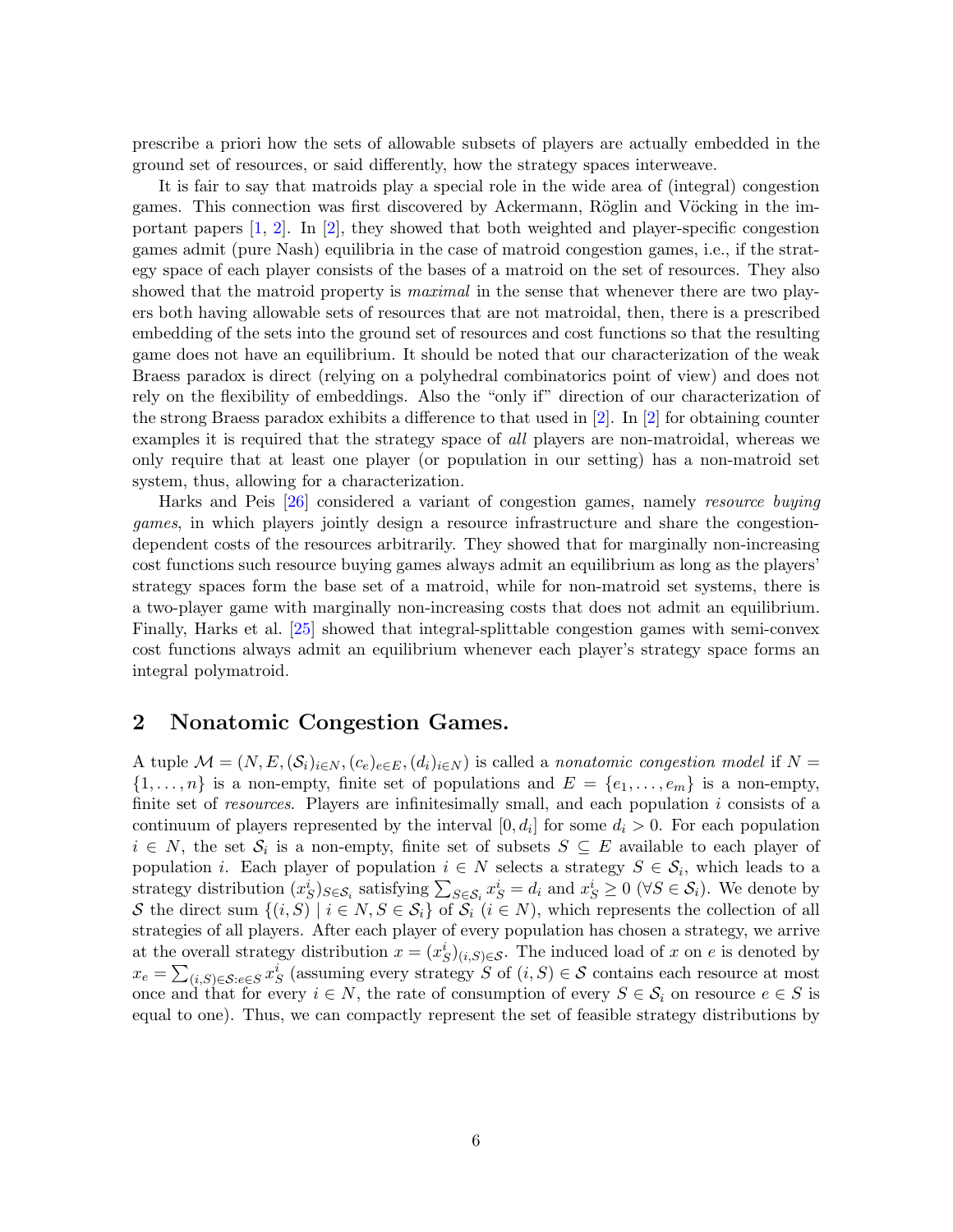prescribe a priori how the sets of allowable subsets of players are actually embedded in the ground set of resources, or said differently, how the strategy spaces interweave.

It is fair to say that matroids play a special role in the wide area of (integral) congestion games. This connection was first discovered by Ackermann, Röglin and Vöcking in the important papers [1, 2]. In [2], they showed that both weighted and player-specific congestion games admit (pure Nash) equilibria in the case of matroid congestion games, i.e., if the strategy space of each player consists of the bases of a matroid on the set of resources. They also showed that the matroid property is *maximal* in the sense that whenever there are two players both having allowable sets of resources that are not matroidal, then, there is a prescribed embedding of the sets into the ground set of resources and cost functions so that the resulting game does not have an equilibrium. It should be noted that our characterization of the weak Braess paradox is direct (relying on a polyhedral combinatorics point of view) and does not rely on the flexibility of embeddings. Also the "only if" direction of our characterization of the strong Braess paradox exhibits a difference to that used in [2]. In [2] for obtaining counter examples it is required that the strategy space of *all* players are non-matroidal, whereas we only require that at least one player (or population in our setting) has a non-matroid set system, thus, allowing for a characterization.

Harks and Peis [26] considered a variant of congestion games, namely *resource buying games*, in which players jointly design a resource infrastructure and share the congestion-dependent costs of the resources arbitrarily. They showed that for marginally non-increasing cost functions such resource buying games always admit an equilibrium as long as the players' strategy spaces form the base set of a matroid, while for non-matroid set systems, there is a two-player game with marginally non-increasing costs that does not admit an equilibrium. Finally, Harks et al. [25] showed that integral-splittable congestion games with semi-convex cost functions always admit an equilibrium whenever each player's strategy space forms an integral polymatroid.

## 2 Nonatomic Congestion Games.

A tuple $\mathcal{M} = (N, E, (\mathcal{S}_i)_{i\in N}, (c_e)_{e\in E}, (d_i)_{i\in N})$ is called a *nonatomic congestion model* if $N = \{1, \ldots, n\}$ is a non-empty, finite set of populations and $E = \{e_1, \ldots, e_m\}$ is a non-empty, finite set of *resources*. Players are infinitesimally small, and each population $i$ consists of a continuum of players represented by the interval $[0, d_i]$ for some $d_i > 0$. For each population $i \in N$, the set $\mathcal{S}_i$ is a non-empty, finite set of subsets $S \subseteq E$ available to each player of population $i$. Each player of population $i \in N$ selects a strategy $S \in \mathcal{S}_i$, which leads to a strategy distribution $(x^i_S)_{S\in\mathcal{S}_i}$ satisfying $\sum_{S\in\mathcal{S}_i} x^i_S = d_i$ and $x^i_S \geq 0$ $(\forall S \in \mathcal{S}_i)$. We denote by $\mathcal{S}$ the direct sum $\{(i, S) \mid i \in N, S \in \mathcal{S}_i\}$ of $\mathcal{S}_i$ $(i \in N)$, which represents the collection of all strategies of all players. After each player of every population has chosen a strategy, we arrive at the overall strategy distribution $x = (x^i_S)_{(i,S)\in\mathcal{S}}$. The induced load of $x$ on $e$ is denoted by $x_e = \sum_{(i,S)\in\mathcal{S}: e\in S} x^i_S$ (assuming every strategy $S$ of $(i, S) \in \mathcal{S}$ contains each resource at most once and that for every $i \in N$, the rate of consumption of every $S \in \mathcal{S}_i$ on resource $e \in S$ is equal to one). Thus, we can compactly represent the set of feasible strategy distributions by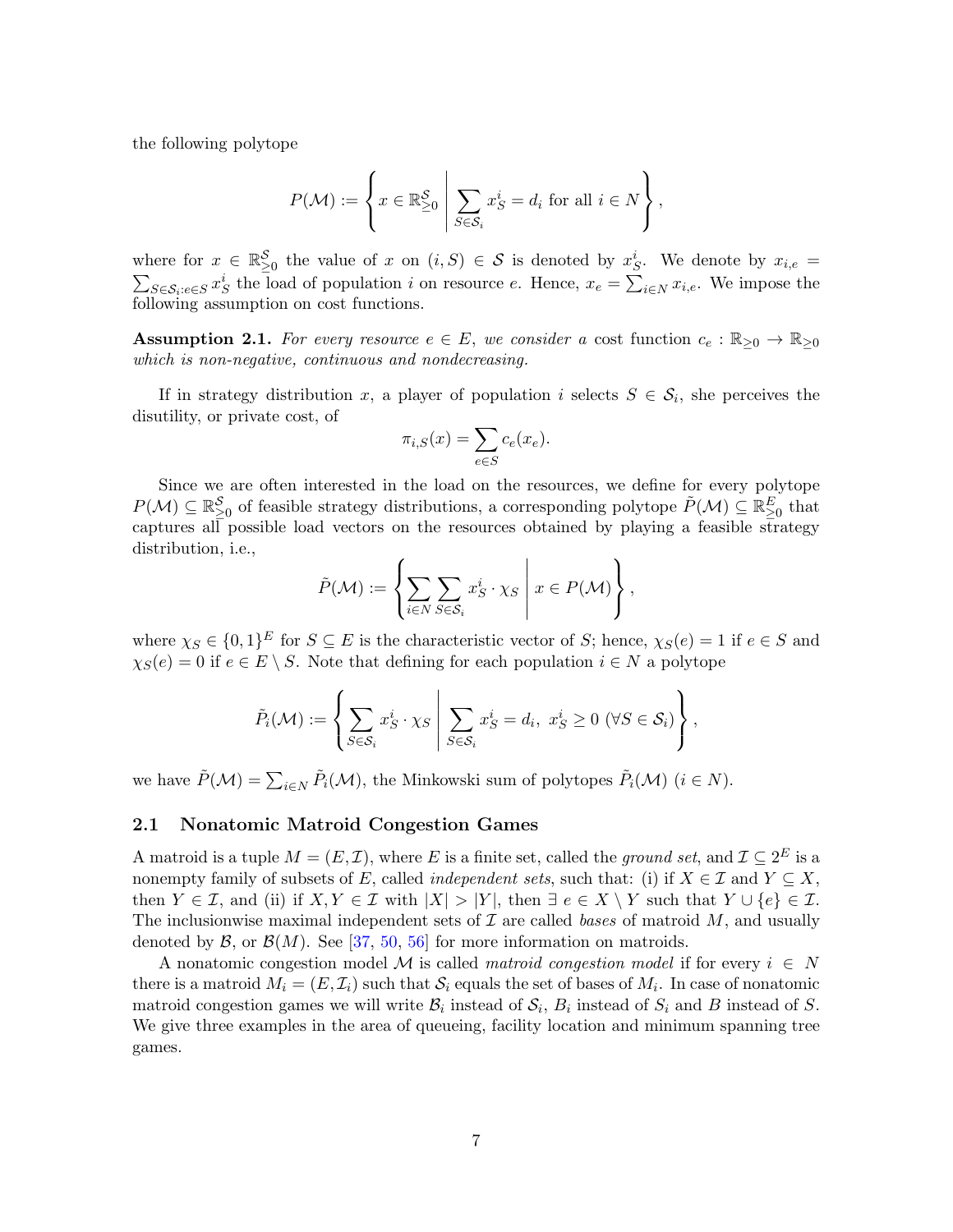the following polytope

$$P(\mathcal{M}) := \left\{ x \in \mathbb{R}^{\mathcal{S}}_{\geq 0} \;\middle|\; \sum_{S \in \mathcal{S}_i} x^i_S = d_i \text{ for all } i \in N \right\},$$

where for $x \in \mathbb{R}^{\mathcal{S}}_{\geq 0}$ the value of $x$ on $(i, S) \in \mathcal{S}$ is denoted by $x^i_S$. We denote by $x_{i,e} = \sum_{S \in \mathcal{S}_i : e \in S} x^i_S$ the load of population $i$ on resource $e$. Hence, $x_e = \sum_{i \in N} x_{i,e}$. We impose the following assumption on cost functions.

**Assumption 2.1.** *For every resource $e \in E$, we consider a* cost function *$c_e : \mathbb{R}_{\geq 0} \to \mathbb{R}_{\geq 0}$ which is non-negative, continuous and nondecreasing.*

If in strategy distribution $x$, a player of population $i$ selects $S \in \mathcal{S}_i$, she perceives the disutility, or private cost, of

$$\pi_{i,S}(x) = \sum_{e \in S} c_e(x_e).$$

Since we are often interested in the load on the resources, we define for every polytope $P(\mathcal{M}) \subseteq \mathbb{R}^{\mathcal{S}}_{\geq 0}$ of feasible strategy distributions, a corresponding polytope $\tilde{P}(\mathcal{M}) \subseteq \mathbb{R}^{E}_{\geq 0}$ that captures all possible load vectors on the resources obtained by playing a feasible strategy distribution, i.e.,

$$\tilde{P}(\mathcal{M}) := \left\{ \sum_{i \in N} \sum_{S \in \mathcal{S}_i} x^i_S \cdot \chi_S \;\middle|\; x \in P(\mathcal{M}) \right\},$$

where $\chi_S \in \{0, 1\}^E$ for $S \subseteq E$ is the characteristic vector of $S$; hence, $\chi_S(e) = 1$ if $e \in S$ and $\chi_S(e) = 0$ if $e \in E \setminus S$. Note that defining for each population $i \in N$ a polytope

$$\tilde{P}_i(\mathcal{M}) := \left\{ \sum_{S \in \mathcal{S}_i} x^i_S \cdot \chi_S \;\middle|\; \sum_{S \in \mathcal{S}_i} x^i_S = d_i,\ x^i_S \geq 0 \ (\forall S \in \mathcal{S}_i) \right\},$$

we have $\tilde{P}(\mathcal{M}) = \sum_{i \in N} \tilde{P}_i(\mathcal{M})$, the Minkowski sum of polytopes $\tilde{P}_i(\mathcal{M})$ $(i \in N)$.

### 2.1 Nonatomic Matroid Congestion Games

A matroid is a tuple $M = (E, \mathcal{I})$, where $E$ is a finite set, called the *ground set*, and $\mathcal{I} \subseteq 2^E$ is a nonempty family of subsets of $E$, called *independent sets*, such that: (i) if $X \in \mathcal{I}$ and $Y \subseteq X$, then $Y \in \mathcal{I}$, and (ii) if $X, Y \in \mathcal{I}$ with $|X| > |Y|$, then $\exists\, e \in X \setminus Y$ such that $Y \cup \{e\} \in \mathcal{I}$. The inclusionwise maximal independent sets of $\mathcal{I}$ are called *bases* of matroid $M$, and usually denoted by $\mathcal{B}$, or $\mathcal{B}(M)$. See [37, 50, 56] for more information on matroids.

A nonatomic congestion model $\mathcal{M}$ is called *matroid congestion model* if for every $i \in N$ there is a matroid $M_i = (E, \mathcal{I}_i)$ such that $\mathcal{S}_i$ equals the set of bases of $M_i$. In case of nonatomic matroid congestion games we will write $\mathcal{B}_i$ instead of $\mathcal{S}_i$, $B_i$ instead of $S_i$ and $B$ instead of $S$. We give three examples in the area of queueing, facility location and minimum spanning tree games.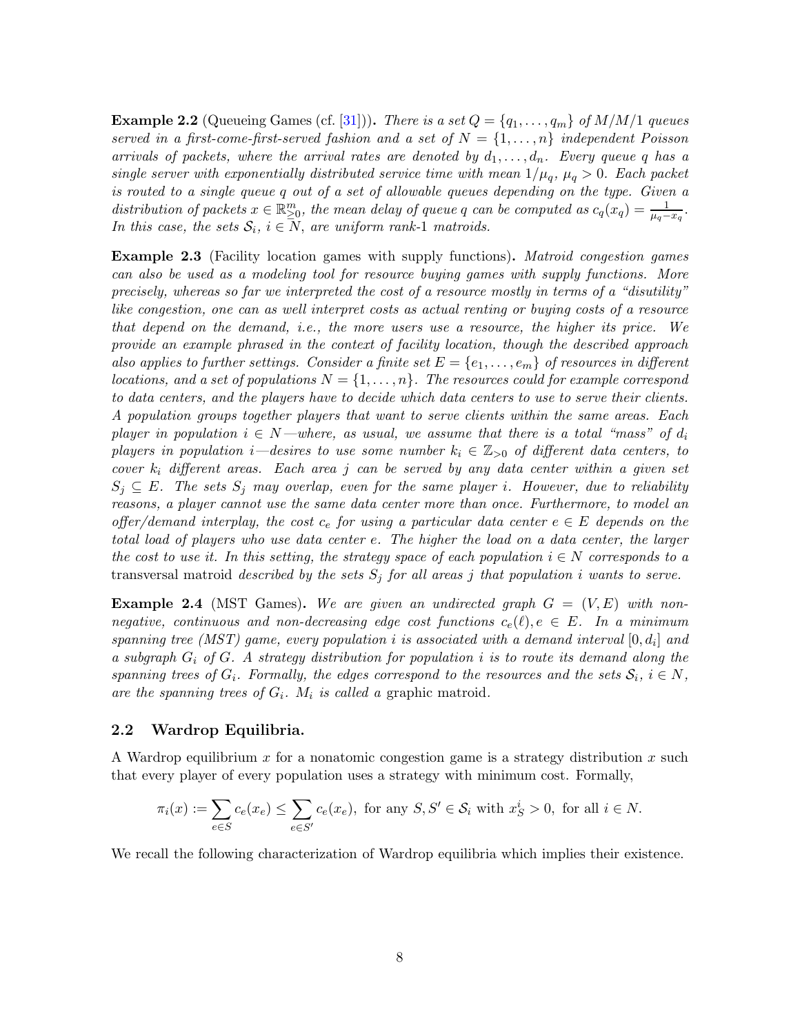**Example 2.2** (Queueing Games (cf. [31]))**.** *There is a set $Q = \{q_1, \ldots, q_m\}$ of M/M/1 queues served in a first-come-first-served fashion and a set of $N = \{1, \ldots, n\}$ independent Poisson arrivals of packets, where the arrival rates are denoted by $d_1, \ldots, d_n$. Every queue $q$ has a single server with exponentially distributed service time with mean $1/\mu_q$, $\mu_q > 0$. Each packet is routed to a single queue $q$ out of a set of allowable queues depending on the type. Given a distribution of packets $x \in \mathbb{R}^m_{\geq 0}$, the mean delay of queue $q$ can be computed as $c_q(x_q) = \frac{1}{\mu_q - x_q}$. In this case, the sets $\mathcal{S}_i$, $i \in N$, are uniform rank-1 matroids.*

**Example 2.3** (Facility location games with supply functions)**.** *Matroid congestion games can also be used as a modeling tool for resource buying games with supply functions. More precisely, whereas so far we interpreted the cost of a resource mostly in terms of a "disutility" like congestion, one can as well interpret costs as actual renting or buying costs of a resource that depend on the demand, i.e., the more users use a resource, the higher its price. We provide an example phrased in the context of facility location, though the described approach also applies to further settings. Consider a finite set $E = \{e_1, \ldots, e_m\}$ of resources in different locations, and a set of populations $N = \{1, \ldots, n\}$. The resources could for example correspond to data centers, and the players have to decide which data centers to use to serve their clients. A population groups together players that want to serve clients within the same areas. Each player in population $i \in N$—where, as usual, we assume that there is a total "mass" of $d_i$ players in population $i$—desires to use some number $k_i \in \mathbb{Z}_{>0}$ of different data centers, to cover $k_i$ different areas. Each area $j$ can be served by any data center within a given set $S_j \subseteq E$. The sets $S_j$ may overlap, even for the same player $i$. However, due to reliability reasons, a player cannot use the same data center more than once. Furthermore, to model an offer/demand interplay, the cost $c_e$ for using a particular data center $e \in E$ depends on the total load of players who use data center $e$. The higher the load on a data center, the larger the cost to use it. In this setting, the strategy space of each population $i \in N$ corresponds to a* transversal matroid *described by the sets $S_j$ for all areas $j$ that population $i$ wants to serve.*

**Example 2.4** (MST Games)**.** *We are given an undirected graph $G = (V, E)$ with non-negative, continuous and non-decreasing edge cost functions $c_e(\ell), e \in E$. In a minimum spanning tree (MST) game, every population $i$ is associated with a demand interval $[0, d_i]$ and a subgraph $G_i$ of $G$. A strategy distribution for population $i$ is to route its demand along the spanning trees of $G_i$. Formally, the edges correspond to the resources and the sets $\mathcal{S}_i$, $i \in N$, are the spanning trees of $G_i$. $M_i$ is called a* graphic matroid*.*

## 2.2 Wardrop Equilibria.

A Wardrop equilibrium $x$ for a nonatomic congestion game is a strategy distribution $x$ such that every player of every population uses a strategy with minimum cost. Formally,

$$\pi_i(x) := \sum_{e \in S} c_e(x_e) \leq \sum_{e \in S'} c_e(x_e), \text{ for any } S, S' \in \mathcal{S}_i \text{ with } x^i_S > 0, \text{ for all } i \in N.$$

We recall the following characterization of Wardrop equilibria which implies their existence.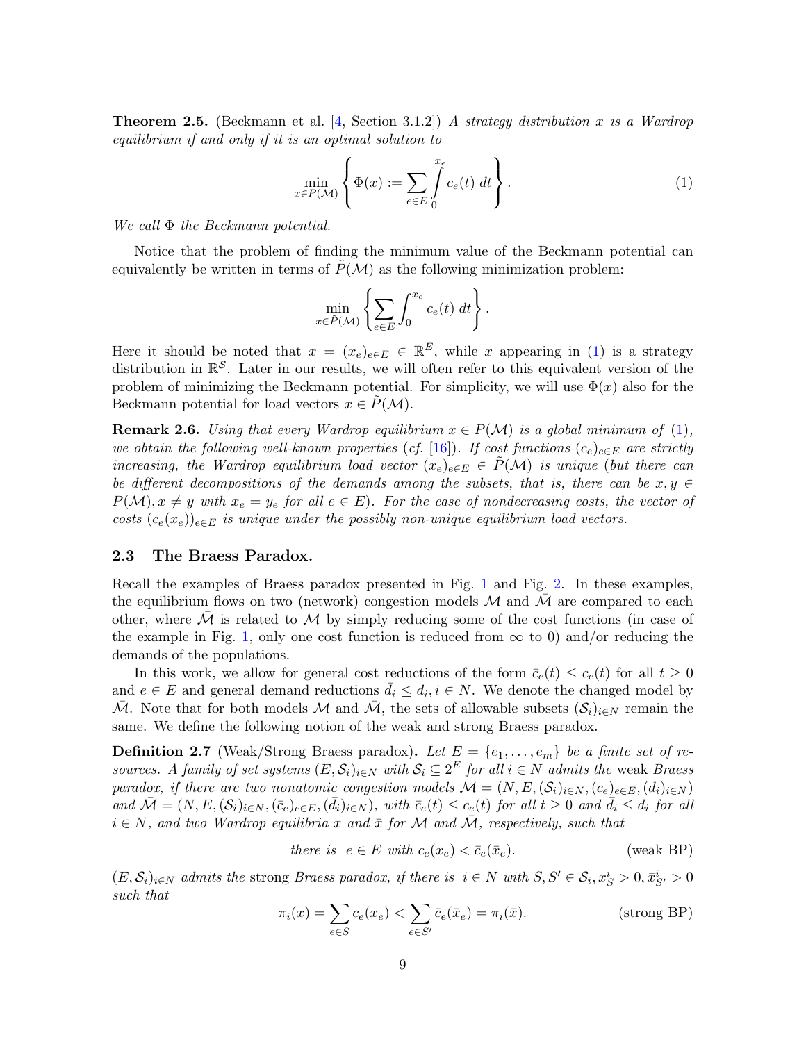**Theorem 2.5.** (Beckmann et al. [4, Section 3.1.2]) *A strategy distribution $x$ is a Wardrop equilibrium if and only if it is an optimal solution to*

$$\min_{x \in P(\mathcal{M})} \left\{ \Phi(x) := \sum_{e \in E} \int_0^{x_e} c_e(t)\, dt \right\}. \tag{1}$$

*We call $\Phi$ the Beckmann potential.*

Notice that the problem of finding the minimum value of the Beckmann potential can equivalently be written in terms of $\tilde{P}(\mathcal{M})$ as the following minimization problem:

$$\min_{x \in \tilde{P}(\mathcal{M})} \left\{ \sum_{e \in E} \int_0^{x_e} c_e(t)\, dt \right\}.$$

Here it should be noted that $x = (x_e)_{e \in E} \in \mathbb{R}^E$, while $x$ appearing in (1) is a strategy distribution in $\mathbb{R}^{\mathcal{S}}$. Later in our results, we will often refer to this equivalent version of the problem of minimizing the Beckmann potential. For simplicity, we will use $\Phi(x)$ also for the Beckmann potential for load vectors $x \in \tilde{P}(\mathcal{M})$.

**Remark 2.6.** *Using that every Wardrop equilibrium $x \in P(\mathcal{M})$ is a global minimum of (1), we obtain the following well-known properties (cf. [16]). If cost functions $(c_e)_{e \in E}$ are strictly increasing, the Wardrop equilibrium load vector $(x_e)_{e \in E} \in \tilde{P}(\mathcal{M})$ is unique (but there can be different decompositions of the demands among the subsets, that is, there can be $x, y \in P(\mathcal{M}), x \neq y$ with $x_e = y_e$ for all $e \in E$). For the case of nondecreasing costs, the vector of costs $(c_e(x_e))_{e \in E}$ is unique under the possibly non-unique equilibrium load vectors.*

### 2.3 The Braess Paradox.

Recall the examples of Braess paradox presented in Fig. 1 and Fig. 2. In these examples, the equilibrium flows on two (network) congestion models $\mathcal{M}$ and $\bar{\mathcal{M}}$ are compared to each other, where $\bar{\mathcal{M}}$ is related to $\mathcal{M}$ by simply reducing some of the cost functions (in case of the example in Fig. 1, only one cost function is reduced from $\infty$ to 0) and/or reducing the demands of the populations.

In this work, we allow for general cost reductions of the form $\bar{c}_e(t) \leq c_e(t)$ for all $t \geq 0$ and $e \in E$ and general demand reductions $\bar{d}_i \leq d_i, i \in N$. We denote the changed model by $\bar{\mathcal{M}}$. Note that for both models $\mathcal{M}$ and $\bar{\mathcal{M}}$, the sets of allowable subsets $(\mathcal{S}_i)_{i \in N}$ remain the same. We define the following notion of the weak and strong Braess paradox.

**Definition 2.7** (Weak/Strong Braess paradox)**.** *Let $E = \{e_1, \ldots, e_m\}$ be a finite set of resources. A family of set systems $(E, \mathcal{S}_i)_{i \in N}$ with $\mathcal{S}_i \subseteq 2^E$ for all $i \in N$ admits the* weak *Braess paradox, if there are two nonatomic congestion models $\mathcal{M} = (N, E, (\mathcal{S}_i)_{i \in N}, (c_e)_{e \in E}, (d_i)_{i \in N})$ and $\bar{\mathcal{M}} = (N, E, (\mathcal{S}_i)_{i \in N}, (\bar{c}_e)_{e \in E}, (\bar{d}_i)_{i \in N})$, with $\bar{c}_e(t) \leq c_e(t)$ for all $t \geq 0$ and $\bar{d}_i \leq d_i$ for all $i \in N$, and two Wardrop equilibria $x$ and $\bar{x}$ for $\mathcal{M}$ and $\bar{\mathcal{M}}$, respectively, such that*

$$\text{there is } \; e \in E \text{ with } c_e(x_e) < \bar{c}_e(\bar{x}_e). \tag{weak BP}$$

*$(E, \mathcal{S}_i)_{i \in N}$ admits the* strong *Braess paradox, if there is $i \in N$ with $S, S' \in \mathcal{S}_i, x^i_S > 0, \bar{x}^i_{S'} > 0$ such that*

$$\pi_i(x) = \sum_{e \in S} c_e(x_e) < \sum_{e \in S'} \bar{c}_e(\bar{x}_e) = \pi_i(\bar{x}). \tag{strong BP}$$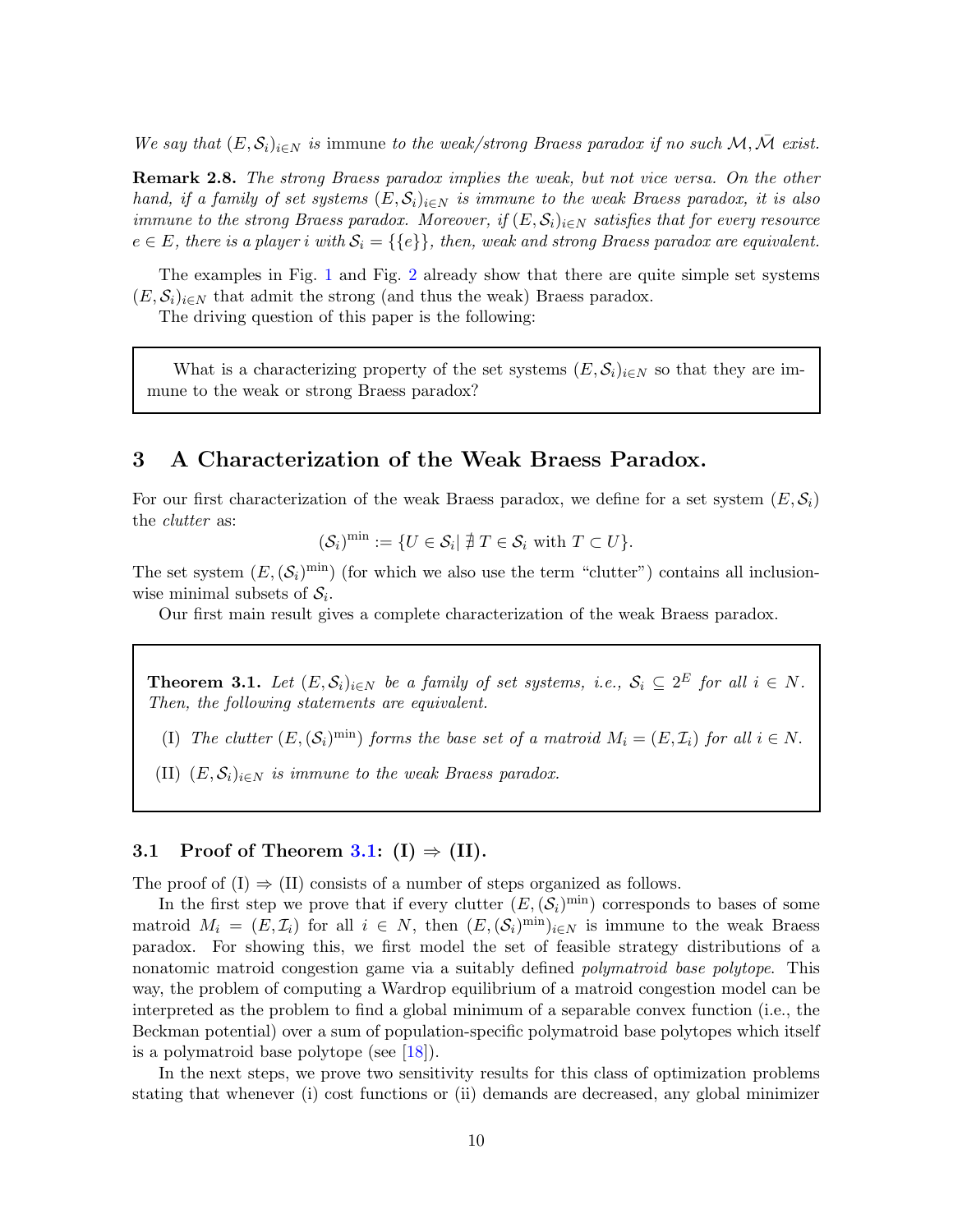*We say that $(E,\mathcal{S}_i)_{i\in N}$ is* immune *to the weak/strong Braess paradox if no such $\mathcal{M},\bar{\mathcal{M}}$ exist.*

**Remark 2.8.** *The strong Braess paradox implies the weak, but not vice versa. On the other hand, if a family of set systems $(E,\mathcal{S}_i)_{i\in N}$ is immune to the weak Braess paradox, it is also immune to the strong Braess paradox. Moreover, if $(E,\mathcal{S}_i)_{i\in N}$ satisfies that for every resource $e\in E$, there is a player $i$ with $\mathcal{S}_i=\{\{e\}\}$, then, weak and strong Braess paradox are equivalent.*

The examples in Fig. 1 and Fig. 2 already show that there are quite simple set systems $(E,\mathcal{S}_i)_{i\in N}$ that admit the strong (and thus the weak) Braess paradox.

The driving question of this paper is the following:

> What is a characterizing property of the set systems $(E,\mathcal{S}_i)_{i\in N}$ so that they are immune to the weak or strong Braess paradox?

## 3 A Characterization of the Weak Braess Paradox.

For our first characterization of the weak Braess paradox, we define for a set system $(E,\mathcal{S}_i)$ the *clutter* as:

$$(\mathcal{S}_i)^{\min} := \{U\in\mathcal{S}_i \mid \nexists\, T\in\mathcal{S}_i \text{ with } T\subset U\}.$$

The set system $(E,(\mathcal{S}_i)^{\min})$ (for which we also use the term "clutter") contains all inclusion-wise minimal subsets of $\mathcal{S}_i$.

Our first main result gives a complete characterization of the weak Braess paradox.

**Theorem 3.1.** *Let $(E,\mathcal{S}_i)_{i\in N}$ be a family of set systems, i.e., $\mathcal{S}_i\subseteq 2^E$ for all $i\in N$. Then, the following statements are equivalent.*

(I) *The clutter $(E,(\mathcal{S}_i)^{\min})$ forms the base set of a matroid $M_i=(E,\mathcal{I}_i)$ for all $i\in N$.*

(II) *$(E,\mathcal{S}_i)_{i\in N}$ is immune to the weak Braess paradox.*

### 3.1 Proof of Theorem 3.1: (I) ⇒ (II).

The proof of (I) ⇒ (II) consists of a number of steps organized as follows.

In the first step we prove that if every clutter $(E,(\mathcal{S}_i)^{\min})$ corresponds to bases of some matroid $M_i=(E,\mathcal{I}_i)$ for all $i\in N$, then $(E,(\mathcal{S}_i)^{\min})_{i\in N}$ is immune to the weak Braess paradox. For showing this, we first model the set of feasible strategy distributions of a nonatomic matroid congestion game via a suitably defined *polymatroid base polytope*. This way, the problem of computing a Wardrop equilibrium of a matroid congestion model can be interpreted as the problem to find a global minimum of a separable convex function (i.e., the Beckman potential) over a sum of population-specific polymatroid base polytopes which itself is a polymatroid base polytope (see [18]).

In the next steps, we prove two sensitivity results for this class of optimization problems stating that whenever (i) cost functions or (ii) demands are decreased, any global minimizer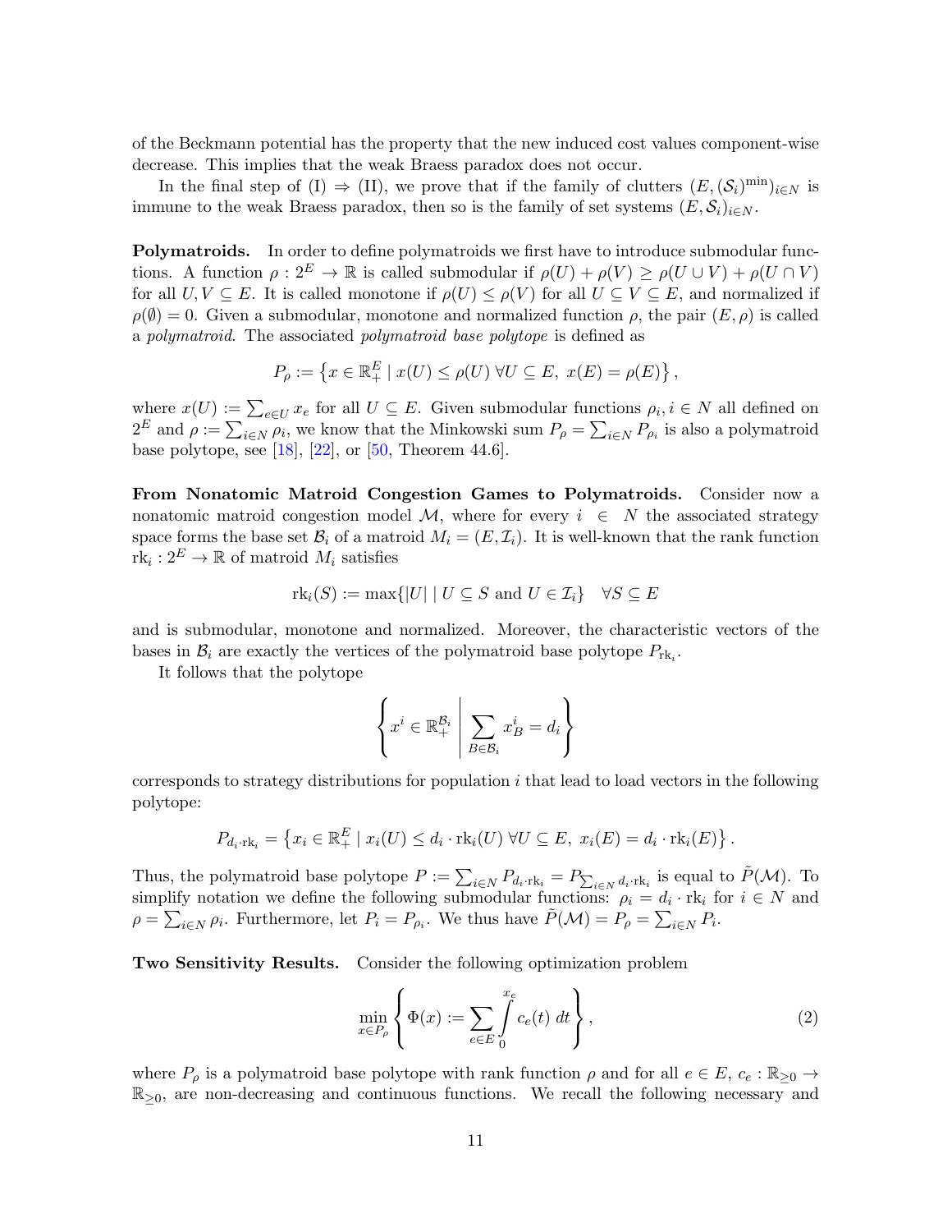of the Beckmann potential has the property that the new induced cost values component-wise decrease. This implies that the weak Braess paradox does not occur.

In the final step of (I) $\Rightarrow$ (II), we prove that if the family of clutters $(E, (\mathcal{S}_i)^{\min})_{i\in N}$ is immune to the weak Braess paradox, then so is the family of set systems $(E, \mathcal{S}_i)_{i\in N}$.

**Polymatroids.** In order to define polymatroids we first have to introduce submodular functions. A function $\rho : 2^E \to \mathbb{R}$ is called submodular if $\rho(U) + \rho(V) \geq \rho(U \cup V) + \rho(U \cap V)$ for all $U, V \subseteq E$. It is called monotone if $\rho(U) \leq \rho(V)$ for all $U \subseteq V \subseteq E$, and normalized if $\rho(\emptyset) = 0$. Given a submodular, monotone and normalized function $\rho$, the pair $(E, \rho)$ is called a *polymatroid*. The associated *polymatroid base polytope* is defined as

$$P_\rho := \left\{ x \in \mathbb{R}^E_+ \mid x(U) \leq \rho(U) \; \forall U \subseteq E,\; x(E) = \rho(E) \right\},$$

where $x(U) := \sum_{e\in U} x_e$ for all $U \subseteq E$. Given submodular functions $\rho_i, i \in N$ all defined on $2^E$ and $\rho := \sum_{i\in N} \rho_i$, we know that the Minkowski sum $P_\rho = \sum_{i\in N} P_{\rho_i}$ is also a polymatroid base polytope, see [18], [22], or [50, Theorem 44.6].

**From Nonatomic Matroid Congestion Games to Polymatroids.** Consider now a nonatomic matroid congestion model $\mathcal{M}$, where for every $i \in N$ the associated strategy space forms the base set $\mathcal{B}_i$ of a matroid $M_i = (E, \mathcal{I}_i)$. It is well-known that the rank function $\mathrm{rk}_i : 2^E \to \mathbb{R}$ of matroid $M_i$ satisfies

$$\mathrm{rk}_i(S) := \max\{|U| \mid U \subseteq S \text{ and } U \in \mathcal{I}_i\} \quad \forall S \subseteq E$$

and is submodular, monotone and normalized. Moreover, the characteristic vectors of the bases in $\mathcal{B}_i$ are exactly the vertices of the polymatroid base polytope $P_{\mathrm{rk}_i}$.

It follows that the polytope

$$\left\{ x^i \in \mathbb{R}^{\mathcal{B}_i}_+ \;\middle|\; \sum_{B\in\mathcal{B}_i} x^i_B = d_i \right\}$$

corresponds to strategy distributions for population $i$ that lead to load vectors in the following polytope:

$$P_{d_i\cdot \mathrm{rk}_i} = \left\{ x_i \in \mathbb{R}^E_+ \mid x_i(U) \leq d_i \cdot \mathrm{rk}_i(U) \; \forall U \subseteq E,\; x_i(E) = d_i \cdot \mathrm{rk}_i(E) \right\}.$$

Thus, the polymatroid base polytope $P := \sum_{i\in N} P_{d_i\cdot \mathrm{rk}_i} = P_{\sum_{i\in N} d_i\cdot \mathrm{rk}_i}$ is equal to $\tilde{P}(\mathcal{M})$. To simplify notation we define the following submodular functions: $\rho_i = d_i \cdot \mathrm{rk}_i$ for $i \in N$ and $\rho = \sum_{i\in N} \rho_i$. Furthermore, let $P_i = P_{\rho_i}$. We thus have $\tilde{P}(\mathcal{M}) = P_\rho = \sum_{i\in N} P_i$.

**Two Sensitivity Results.** Consider the following optimization problem

$$\min_{x\in P_\rho} \left\{ \Phi(x) := \sum_{e\in E} \int_0^{x_e} c_e(t)\; dt \right\}, \tag{2}$$

where $P_\rho$ is a polymatroid base polytope with rank function $\rho$ and for all $e \in E$, $c_e : \mathbb{R}_{\geq 0} \to \mathbb{R}_{\geq 0}$, are non-decreasing and continuous functions. We recall the following necessary and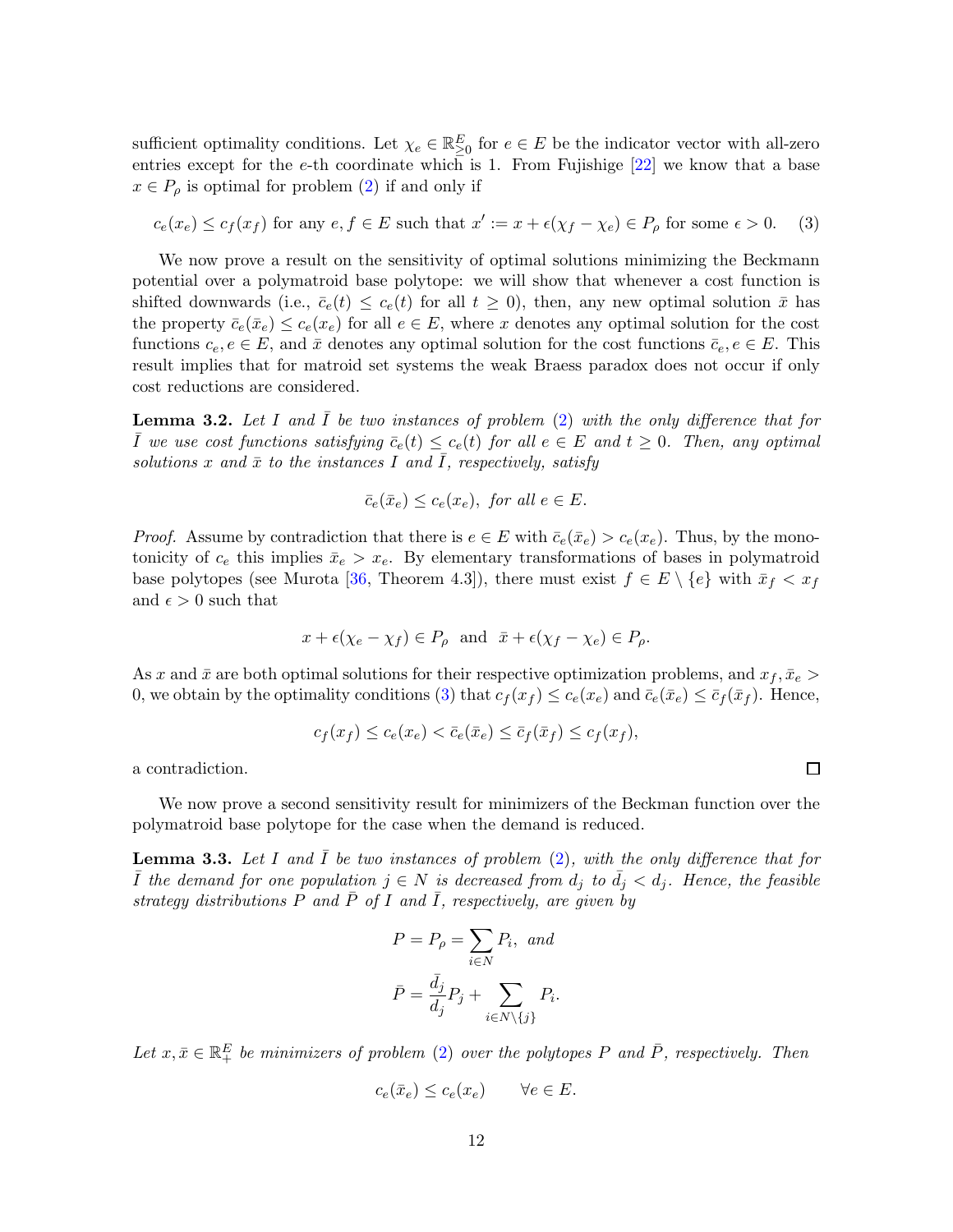sufficient optimality conditions. Let $\chi_e \in \mathbb{R}^E_{\geq 0}$ for $e \in E$ be the indicator vector with all-zero entries except for the $e$-th coordinate which is 1. From Fujishige [22] we know that a base $x \in P_\rho$ is optimal for problem (2) if and only if

$$c_e(x_e) \leq c_f(x_f) \text{ for any } e, f \in E \text{ such that } x' := x + \epsilon(\chi_f - \chi_e) \in P_\rho \text{ for some } \epsilon > 0. \quad (3)$$

We now prove a result on the sensitivity of optimal solutions minimizing the Beckmann potential over a polymatroid base polytope: we will show that whenever a cost function is shifted downwards (i.e., $\bar{c}_e(t) \leq c_e(t)$ for all $t \geq 0$), then, any new optimal solution $\bar{x}$ has the property $\bar{c}_e(\bar{x}_e) \leq c_e(x_e)$ for all $e \in E$, where $x$ denotes any optimal solution for the cost functions $c_e, e \in E$, and $\bar{x}$ denotes any optimal solution for the cost functions $\bar{c}_e, e \in E$. This result implies that for matroid set systems the weak Braess paradox does not occur if only cost reductions are considered.

**Lemma 3.2.** *Let $I$ and $\bar{I}$ be two instances of problem (2) with the only difference that for $\bar{I}$ we use cost functions satisfying $\bar{c}_e(t) \leq c_e(t)$ for all $e \in E$ and $t \geq 0$. Then, any optimal solutions $x$ and $\bar{x}$ to the instances $I$ and $\bar{I}$, respectively, satisfy*

$$\bar{c}_e(\bar{x}_e) \leq c_e(x_e), \text{ for all } e \in E.$$

*Proof.* Assume by contradiction that there is $e \in E$ with $\bar{c}_e(\bar{x}_e) > c_e(x_e)$. Thus, by the monotonicity of $c_e$ this implies $\bar{x}_e > x_e$. By elementary transformations of bases in polymatroid base polytopes (see Murota [36, Theorem 4.3]), there must exist $f \in E \setminus \{e\}$ with $\bar{x}_f < x_f$ and $\epsilon > 0$ such that

$$x + \epsilon(\chi_e - \chi_f) \in P_\rho \text{ and } \bar{x} + \epsilon(\chi_f - \chi_e) \in P_\rho.$$

As $x$ and $\bar{x}$ are both optimal solutions for their respective optimization problems, and $x_f, \bar{x}_e > 0$, we obtain by the optimality conditions (3) that $c_f(x_f) \leq c_e(x_e)$ and $\bar{c}_e(\bar{x}_e) \leq \bar{c}_f(\bar{x}_f)$. Hence,

$$c_f(x_f) \leq c_e(x_e) < \bar{c}_e(\bar{x}_e) \leq \bar{c}_f(\bar{x}_f) \leq c_f(x_f),$$

a contradiction. $\square$

We now prove a second sensitivity result for minimizers of the Beckman function over the polymatroid base polytope for the case when the demand is reduced.

**Lemma 3.3.** *Let $I$ and $\bar{I}$ be two instances of problem (2), with the only difference that for $\bar{I}$ the demand for one population $j \in N$ is decreased from $d_j$ to $\bar{d}_j < d_j$. Hence, the feasible strategy distributions $P$ and $\bar{P}$ of $I$ and $\bar{I}$, respectively, are given by*

$$P = P_\rho = \sum_{i \in N} P_i, \text{ and}$$

$$\bar{P} = \frac{\bar{d}_j}{d_j} P_j + \sum_{i \in N \setminus \{j\}} P_i.$$

*Let $x, \bar{x} \in \mathbb{R}^E_+$ be minimizers of problem (2) over the polytopes $P$ and $\bar{P}$, respectively. Then*

$$c_e(\bar{x}_e) \leq c_e(x_e) \qquad \forall e \in E.$$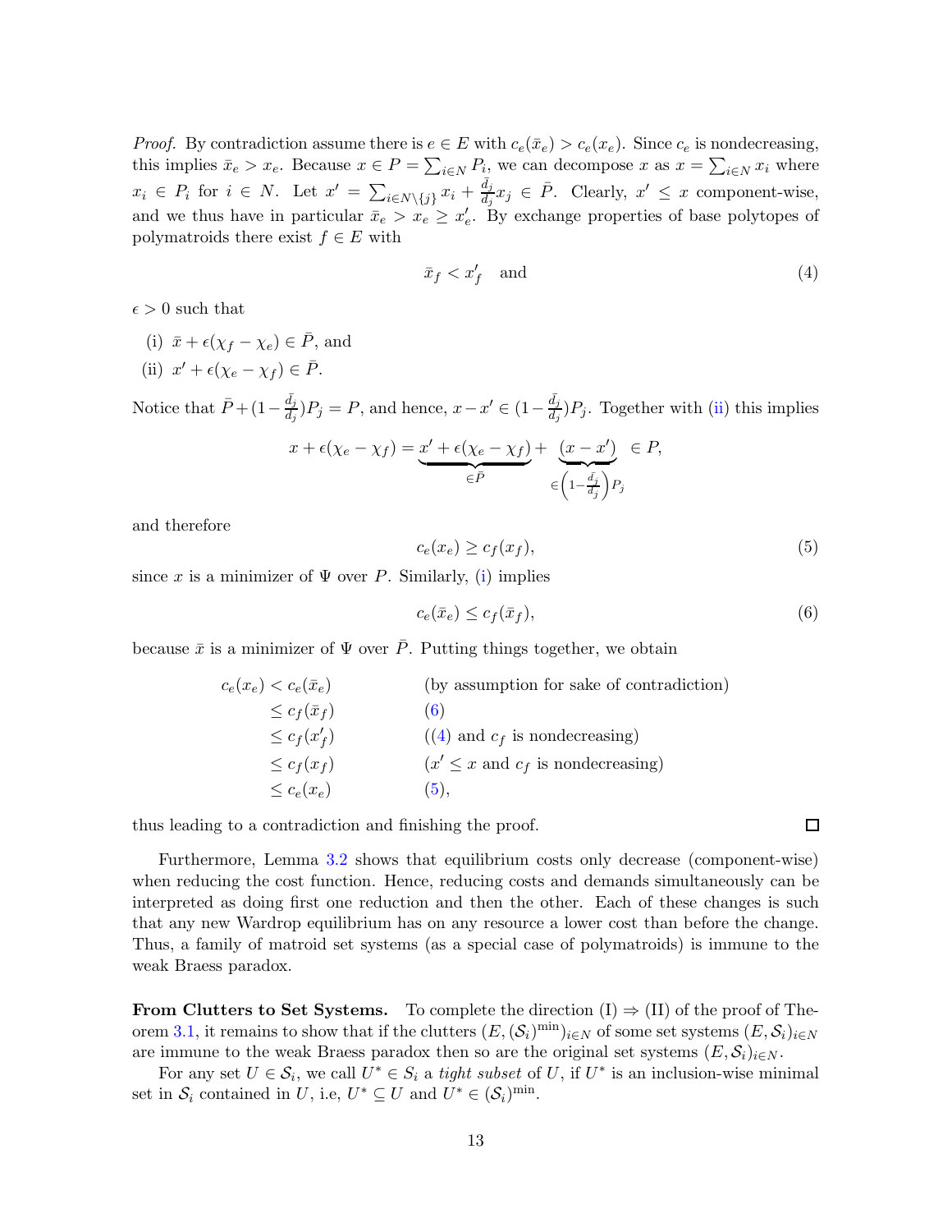*Proof.* By contradiction assume there is $e \in E$ with $c_e(\bar{x}_e) > c_e(x_e)$. Since $c_e$ is nondecreasing, this implies $\bar{x}_e > x_e$. Because $x \in P = \sum_{i \in N} P_i$, we can decompose $x$ as $x = \sum_{i \in N} x_i$ where $x_i \in P_i$ for $i \in N$. Let $x' = \sum_{i \in N \setminus \{j\}} x_i + \frac{\bar{d}_j}{d_j} x_j \in \bar{P}$. Clearly, $x' \leq x$ component-wise, and we thus have in particular $\bar{x}_e > x_e \geq x'_e$. By exchange properties of base polytopes of polymatroids there exist $f \in E$ with

$$\bar{x}_f < x'_f \quad \text{and} \tag{4}$$

$\epsilon > 0$ such that

(i) $\bar{x} + \epsilon(\chi_f - \chi_e) \in \bar{P}$, and

(ii) $x' + \epsilon(\chi_e - \chi_f) \in \bar{P}$.

Notice that $\bar{P} + (1 - \frac{\bar{d}_j}{d_j}) P_j = P$, and hence, $x - x' \in (1 - \frac{\bar{d}_j}{d_j}) P_j$. Together with (ii) this implies

$$x + \epsilon(\chi_e - \chi_f) = \underbrace{x' + \epsilon(\chi_e - \chi_f)}_{\in \bar{P}} + \underbrace{(x - x')}_{\in \left(1 - \frac{\bar{d}_j}{d_j}\right) P_j} \in P,$$

and therefore

$$c_e(x_e) \geq c_f(x_f), \tag{5}$$

since $x$ is a minimizer of $\Psi$ over $P$. Similarly, (i) implies

$$c_e(\bar{x}_e) \leq c_f(\bar{x}_f), \tag{6}$$

because $\bar{x}$ is a minimizer of $\Psi$ over $\bar{P}$. Putting things together, we obtain

$$\begin{aligned}
c_e(x_e) &< c_e(\bar{x}_e) && \text{(by assumption for sake of contradiction)} \\
&\leq c_f(\bar{x}_f) && (6) \\
&\leq c_f(x'_f) && ((4) \text{ and } c_f \text{ is nondecreasing}) \\
&\leq c_f(x_f) && (x' \leq x \text{ and } c_f \text{ is nondecreasing}) \\
&\leq c_e(x_e) && (5),
\end{aligned}$$

thus leading to a contradiction and finishing the proof. ◻

Furthermore, Lemma 3.2 shows that equilibrium costs only decrease (component-wise) when reducing the cost function. Hence, reducing costs and demands simultaneously can be interpreted as doing first one reduction and then the other. Each of these changes is such that any new Wardrop equilibrium has on any resource a lower cost than before the change. Thus, a family of matroid set systems (as a special case of polymatroids) is immune to the weak Braess paradox.

**From Clutters to Set Systems.** To complete the direction (I) $\Rightarrow$ (II) of the proof of Theorem 3.1, it remains to show that if the clutters $(E, (\mathcal{S}_i)^{\min})_{i \in N}$ of some set systems $(E, \mathcal{S}_i)_{i \in N}$ are immune to the weak Braess paradox then so are the original set systems $(E, \mathcal{S}_i)_{i \in N}$.

For any set $U \in \mathcal{S}_i$, we call $U^* \in S_i$ a *tight subset* of $U$, if $U^*$ is an inclusion-wise minimal set in $\mathcal{S}_i$ contained in $U$, i.e, $U^* \subseteq U$ and $U^* \in (\mathcal{S}_i)^{\min}$.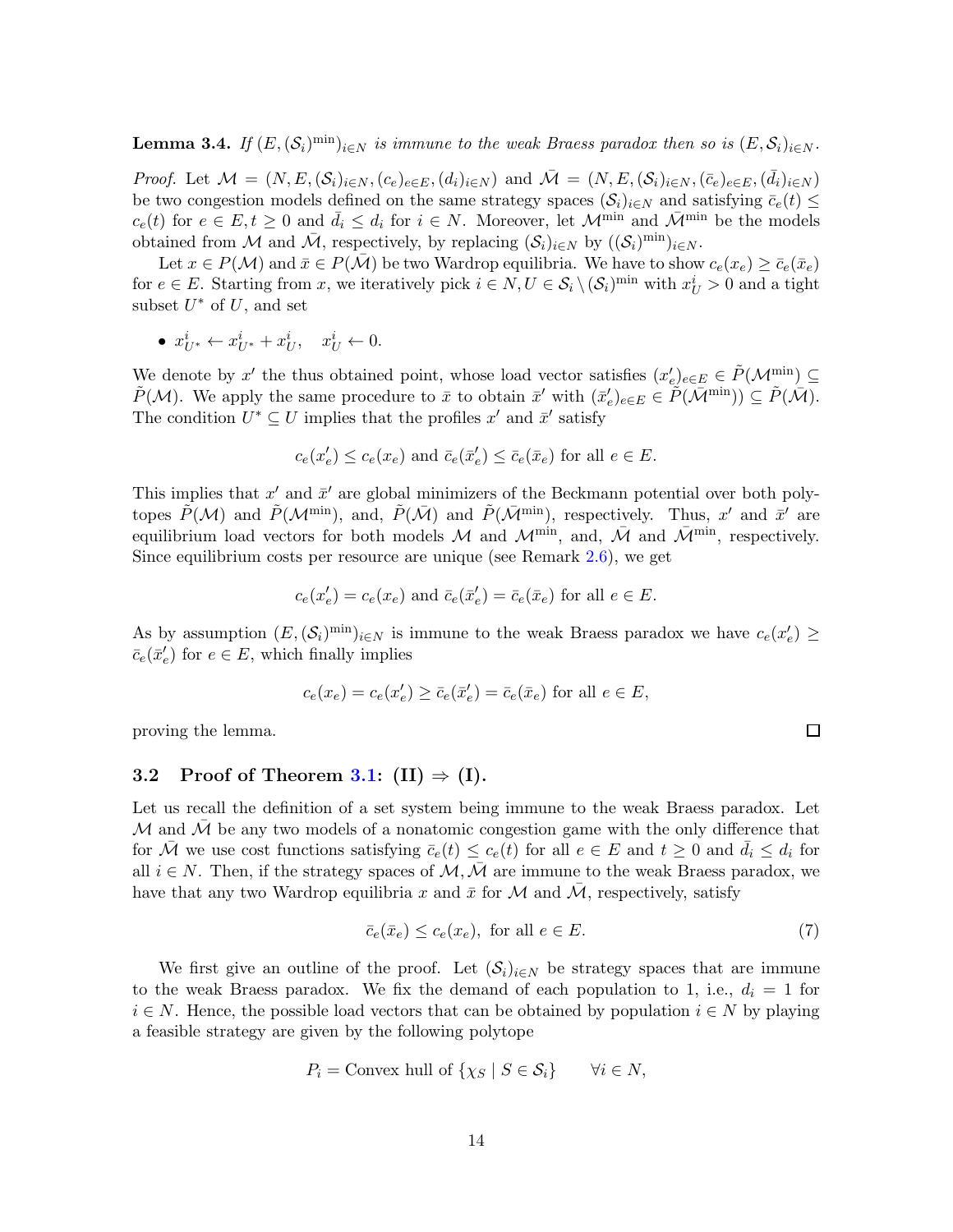**Lemma 3.4.** *If $(E, (\mathcal{S}_i)^{\min})_{i \in N}$ is immune to the weak Braess paradox then so is $(E, \mathcal{S}_i)_{i\in N}$.*

*Proof.* Let $\mathcal{M} = (N, E, (\mathcal{S}_i)_{i\in N}, (c_e)_{e\in E}, (d_i)_{i\in N})$ and $\bar{\mathcal{M}} = (N, E, (\mathcal{S}_i)_{i\in N}, (\bar{c}_e)_{e\in E}, (\bar{d}_i)_{i\in N})$ be two congestion models defined on the same strategy spaces $(\mathcal{S}_i)_{i\in N}$ and satisfying $\bar{c}_e(t) \leq c_e(t)$ for $e \in E, t \geq 0$ and $\bar{d}_i \leq d_i$ for $i \in N$. Moreover, let $\mathcal{M}^{\min}$ and $\bar{\mathcal{M}}^{\min}$ be the models obtained from $\mathcal{M}$ and $\bar{\mathcal{M}}$, respectively, by replacing $(\mathcal{S}_i)_{i\in N}$ by $((\mathcal{S}_i)^{\min})_{i\in N}$.

Let $x \in P(\mathcal{M})$ and $\bar{x} \in P(\bar{\mathcal{M}})$ be two Wardrop equilibria. We have to show $c_e(x_e) \geq \bar{c}_e(\bar{x}_e)$ for $e \in E$. Starting from $x$, we iteratively pick $i \in N, U \in \mathcal{S}_i \setminus (\mathcal{S}_i)^{\min}$ with $x^i_U > 0$ and a tight subset $U^*$ of $U$, and set

- $x^i_{U^*} \leftarrow x^i_{U^*} + x^i_U, \quad x^i_U \leftarrow 0.$

We denote by $x'$ the thus obtained point, whose load vector satisfies $(x'_e)_{e\in E} \in \tilde{P}(\mathcal{M}^{\min}) \subseteq \tilde{P}(\mathcal{M})$. We apply the same procedure to $\bar{x}$ to obtain $\bar{x}'$ with $(\bar{x}'_e)_{e\in E} \in \tilde{P}(\bar{\mathcal{M}}^{\min})) \subseteq \tilde{P}(\bar{\mathcal{M}})$. The condition $U^* \subseteq U$ implies that the profiles $x'$ and $\bar{x}'$ satisfy

$$c_e(x'_e) \leq c_e(x_e) \text{ and } \bar{c}_e(\bar{x}'_e) \leq \bar{c}_e(\bar{x}_e) \text{ for all } e \in E.$$

This implies that $x'$ and $\bar{x}'$ are global minimizers of the Beckmann potential over both polytopes $\tilde{P}(\mathcal{M})$ and $\tilde{P}(\mathcal{M}^{\min})$, and, $\tilde{P}(\bar{\mathcal{M}})$ and $\tilde{P}(\bar{\mathcal{M}}^{\min})$, respectively. Thus, $x'$ and $\bar{x}'$ are equilibrium load vectors for both models $\mathcal{M}$ and $\mathcal{M}^{\min}$, and, $\bar{\mathcal{M}}$ and $\bar{\mathcal{M}}^{\min}$, respectively. Since equilibrium costs per resource are unique (see Remark 2.6), we get

$$c_e(x'_e) = c_e(x_e) \text{ and } \bar{c}_e(\bar{x}'_e) = \bar{c}_e(\bar{x}_e) \text{ for all } e \in E.$$

As by assumption $(E, (\mathcal{S}_i)^{\min})_{i\in N}$ is immune to the weak Braess paradox we have $c_e(x'_e) \geq \bar{c}_e(\bar{x}'_e)$ for $e \in E$, which finally implies

$$c_e(x_e) = c_e(x'_e) \geq \bar{c}_e(\bar{x}'_e) = \bar{c}_e(\bar{x}_e) \text{ for all } e \in E,$$

proving the lemma. $\square$

### 3.2 Proof of Theorem 3.1: (II) $\Rightarrow$ (I).

Let us recall the definition of a set system being immune to the weak Braess paradox. Let $\mathcal{M}$ and $\bar{\mathcal{M}}$ be any two models of a nonatomic congestion game with the only difference that for $\bar{\mathcal{M}}$ we use cost functions satisfying $\bar{c}_e(t) \leq c_e(t)$ for all $e \in E$ and $t \geq 0$ and $\bar{d}_i \leq d_i$ for all $i \in N$. Then, if the strategy spaces of $\mathcal{M}, \bar{\mathcal{M}}$ are immune to the weak Braess paradox, we have that any two Wardrop equilibria $x$ and $\bar{x}$ for $\mathcal{M}$ and $\bar{\mathcal{M}}$, respectively, satisfy

$$\bar{c}_e(\bar{x}_e) \leq c_e(x_e), \text{ for all } e \in E. \tag{7}$$

We first give an outline of the proof. Let $(\mathcal{S}_i)_{i\in N}$ be strategy spaces that are immune to the weak Braess paradox. We fix the demand of each population to 1, i.e., $d_i = 1$ for $i \in N$. Hence, the possible load vectors that can be obtained by population $i \in N$ by playing a feasible strategy are given by the following polytope

$$P_i = \text{Convex hull of } \{\chi_S \mid S \in \mathcal{S}_i\} \qquad \forall i \in N,$$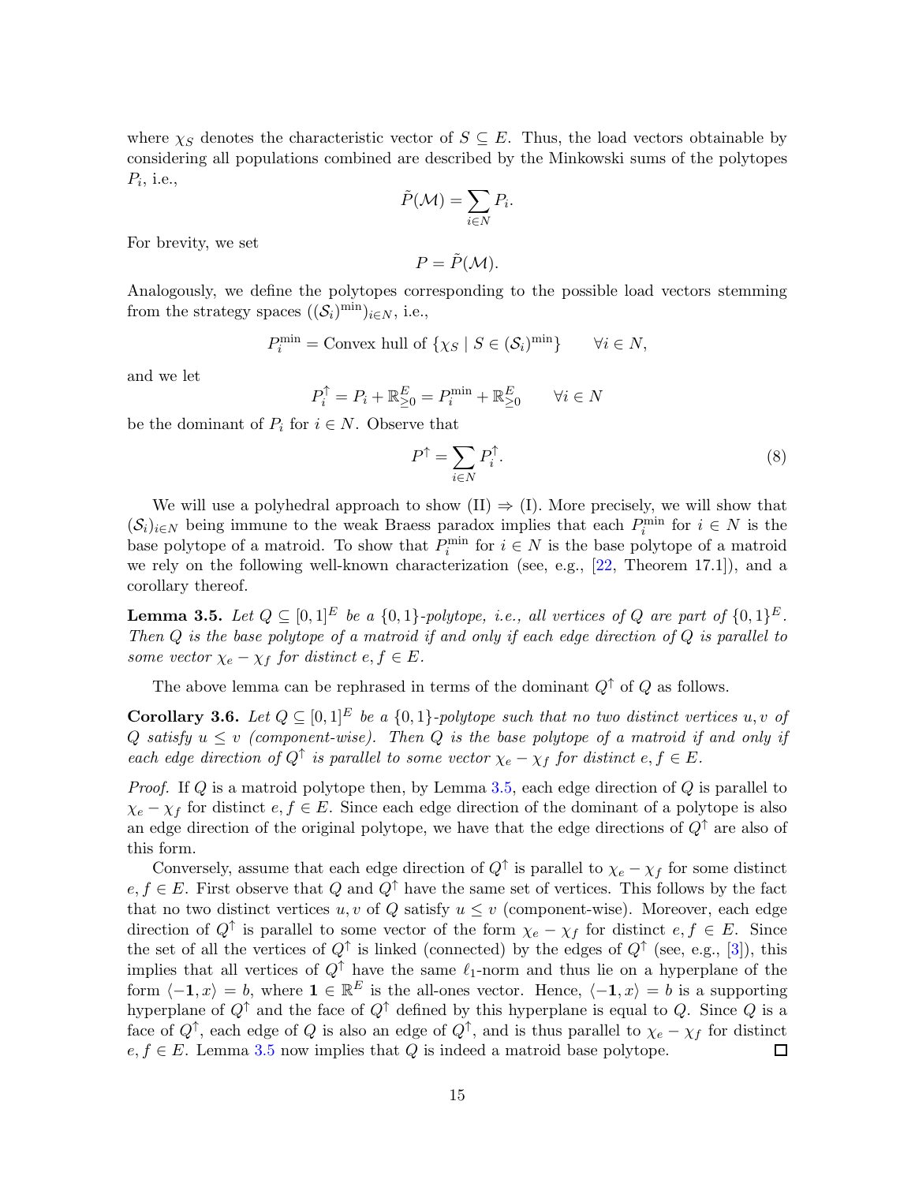where $\chi_S$ denotes the characteristic vector of $S \subseteq E$. Thus, the load vectors obtainable by considering all populations combined are described by the Minkowski sums of the polytopes $P_i$, i.e.,

$$\tilde{P}(\mathcal{M}) = \sum_{i \in N} P_i.$$

For brevity, we set

$$P = \tilde{P}(\mathcal{M}).$$

Analogously, we define the polytopes corresponding to the possible load vectors stemming from the strategy spaces $((\mathcal{S}_i)^{\min})_{i \in N}$, i.e.,

$$P_i^{\min} = \text{Convex hull of } \{\chi_S \mid S \in (\mathcal{S}_i)^{\min}\} \qquad \forall i \in N,$$

and we let

$$P_i^{\uparrow} = P_i + \mathbb{R}^E_{\geq 0} = P_i^{\min} + \mathbb{R}^E_{\geq 0} \qquad \forall i \in N$$

be the dominant of $P_i$ for $i \in N$. Observe that

$$P^{\uparrow} = \sum_{i \in N} P_i^{\uparrow}. \tag{8}$$

We will use a polyhedral approach to show (II) $\Rightarrow$ (I). More precisely, we will show that $(\mathcal{S}_i)_{i \in N}$ being immune to the weak Braess paradox implies that each $P_i^{\min}$ for $i \in N$ is the base polytope of a matroid. To show that $P_i^{\min}$ for $i \in N$ is the base polytope of a matroid we rely on the following well-known characterization (see, e.g., [22, Theorem 17.1]), and a corollary thereof.

**Lemma 3.5.** *Let $Q \subseteq [0,1]^E$ be a $\{0,1\}$-polytope, i.e., all vertices of $Q$ are part of $\{0,1\}^E$. Then $Q$ is the base polytope of a matroid if and only if each edge direction of $Q$ is parallel to some vector $\chi_e - \chi_f$ for distinct $e, f \in E$.*

The above lemma can be rephrased in terms of the dominant $Q^{\uparrow}$ of $Q$ as follows.

**Corollary 3.6.** *Let $Q \subseteq [0,1]^E$ be a $\{0,1\}$-polytope such that no two distinct vertices $u, v$ of $Q$ satisfy $u \leq v$ (component-wise). Then $Q$ is the base polytope of a matroid if and only if each edge direction of $Q^{\uparrow}$ is parallel to some vector $\chi_e - \chi_f$ for distinct $e, f \in E$.*

*Proof.* If $Q$ is a matroid polytope then, by Lemma 3.5, each edge direction of $Q$ is parallel to $\chi_e - \chi_f$ for distinct $e, f \in E$. Since each edge direction of the dominant of a polytope is also an edge direction of the original polytope, we have that the edge directions of $Q^{\uparrow}$ are also of this form.

Conversely, assume that each edge direction of $Q^{\uparrow}$ is parallel to $\chi_e - \chi_f$ for some distinct $e, f \in E$. First observe that $Q$ and $Q^{\uparrow}$ have the same set of vertices. This follows by the fact that no two distinct vertices $u, v$ of $Q$ satisfy $u \leq v$ (component-wise). Moreover, each edge direction of $Q^{\uparrow}$ is parallel to some vector of the form $\chi_e - \chi_f$ for distinct $e, f \in E$. Since the set of all the vertices of $Q^{\uparrow}$ is linked (connected) by the edges of $Q^{\uparrow}$ (see, e.g., [3]), this implies that all vertices of $Q^{\uparrow}$ have the same $\ell_1$-norm and thus lie on a hyperplane of the form $\langle -\mathbf{1}, x \rangle = b$, where $\mathbf{1} \in \mathbb{R}^E$ is the all-ones vector. Hence, $\langle -\mathbf{1}, x \rangle = b$ is a supporting hyperplane of $Q^{\uparrow}$ and the face of $Q^{\uparrow}$ defined by this hyperplane is equal to $Q$. Since $Q$ is a face of $Q^{\uparrow}$, each edge of $Q$ is also an edge of $Q^{\uparrow}$, and is thus parallel to $\chi_e - \chi_f$ for distinct $e, f \in E$. Lemma 3.5 now implies that $Q$ is indeed a matroid base polytope. $\square$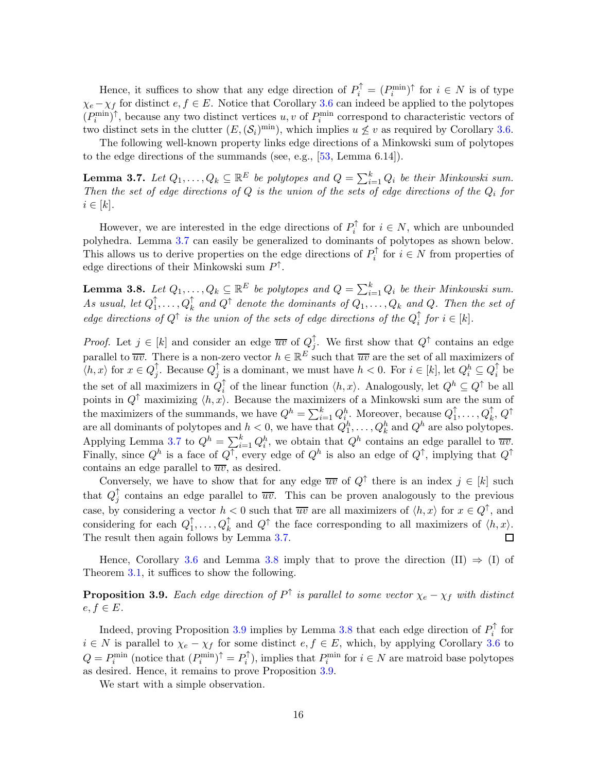Hence, it suffices to show that any edge direction of $P_i^{\uparrow} = (P_i^{\min})^{\uparrow}$ for $i \in N$ is of type $\chi_e - \chi_f$ for distinct $e, f \in E$. Notice that Corollary 3.6 can indeed be applied to the polytopes $(P_i^{\min})^{\uparrow}$, because any two distinct vertices $u, v$ of $P_i^{\min}$ correspond to characteristic vectors of two distinct sets in the clutter $(E, (\mathcal{S}_i)^{\min})$, which implies $u \not\leq v$ as required by Corollary 3.6.

The following well-known property links edge directions of a Minkowski sum of polytopes to the edge directions of the summands (see, e.g., [53, Lemma 6.14]).

**Lemma 3.7.** *Let $Q_1, \dots, Q_k \subseteq \mathbb{R}^E$ be polytopes and $Q = \sum_{i=1}^k Q_i$ be their Minkowski sum. Then the set of edge directions of $Q$ is the union of the sets of edge directions of the $Q_i$ for $i \in [k]$.*

However, we are interested in the edge directions of $P_i^{\uparrow}$ for $i \in N$, which are unbounded polyhedra. Lemma 3.7 can easily be generalized to dominants of polytopes as shown below. This allows us to derive properties on the edge directions of $P_i^{\uparrow}$ for $i \in N$ from properties of edge directions of their Minkowski sum $P^{\uparrow}$.

**Lemma 3.8.** *Let $Q_1, \dots, Q_k \subseteq \mathbb{R}^E$ be polytopes and $Q = \sum_{i=1}^k Q_i$ be their Minkowski sum. As usual, let $Q_1^{\uparrow}, \dots, Q_k^{\uparrow}$ and $Q^{\uparrow}$ denote the dominants of $Q_1, \dots, Q_k$ and $Q$. Then the set of edge directions of $Q^{\uparrow}$ is the union of the sets of edge directions of the $Q_i^{\uparrow}$ for $i \in [k]$.*

*Proof.* Let $j \in [k]$ and consider an edge $\overline{uv}$ of $Q_j^{\uparrow}$. We first show that $Q^{\uparrow}$ contains an edge parallel to $\overline{uv}$. There is a non-zero vector $h \in \mathbb{R}^E$ such that $\overline{uv}$ are the set of all maximizers of $\langle h, x \rangle$ for $x \in Q_j^{\uparrow}$. Because $Q_j^{\uparrow}$ is a dominant, we must have $h < 0$. For $i \in [k]$, let $Q_i^h \subseteq Q_i^{\uparrow}$ be the set of all maximizers in $Q_i^{\uparrow}$ of the linear function $\langle h, x \rangle$. Analogously, let $Q^h \subseteq Q^{\uparrow}$ be all points in $Q^{\uparrow}$ maximizing $\langle h, x \rangle$. Because the maximizers of a Minkowski sum are the sum of the maximizers of the summands, we have $Q^h = \sum_{i=1}^k Q_i^h$. Moreover, because $Q_1^{\uparrow}, \dots, Q_k^{\uparrow}, Q^{\uparrow}$ are all dominants of polytopes and $h < 0$, we have that $Q_1^h, \dots, Q_k^h$ and $Q^h$ are also polytopes. Applying Lemma 3.7 to $Q^h = \sum_{i=1}^k Q_i^h$, we obtain that $Q^h$ contains an edge parallel to $\overline{uv}$. Finally, since $Q^h$ is a face of $Q^{\uparrow}$, every edge of $Q^h$ is also an edge of $Q^{\uparrow}$, implying that $Q^{\uparrow}$ contains an edge parallel to $\overline{uv}$, as desired.

Conversely, we have to show that for any edge $\overline{uv}$ of $Q^{\uparrow}$ there is an index $j \in [k]$ such that $Q_j^{\uparrow}$ contains an edge parallel to $\overline{uv}$. This can be proven analogously to the previous case, by considering a vector $h < 0$ such that $\overline{uv}$ are all maximizers of $\langle h, x \rangle$ for $x \in Q^{\uparrow}$, and considering for each $Q_1^{\uparrow}, \dots, Q_k^{\uparrow}$ and $Q^{\uparrow}$ the face corresponding to all maximizers of $\langle h, x \rangle$. The result then again follows by Lemma 3.7. $\square$

Hence, Corollary 3.6 and Lemma 3.8 imply that to prove the direction (II) $\Rightarrow$ (I) of Theorem 3.1, it suffices to show the following.

**Proposition 3.9.** *Each edge direction of $P^{\uparrow}$ is parallel to some vector $\chi_e - \chi_f$ with distinct $e, f \in E$.*

Indeed, proving Proposition 3.9 implies by Lemma 3.8 that each edge direction of $P_i^{\uparrow}$ for $i \in N$ is parallel to $\chi_e - \chi_f$ for some distinct $e, f \in E$, which, by applying Corollary 3.6 to $Q = P_i^{\min}$ (notice that $(P_i^{\min})^{\uparrow} = P_i^{\uparrow}$), implies that $P_i^{\min}$ for $i \in N$ are matroid base polytopes as desired. Hence, it remains to prove Proposition 3.9.

We start with a simple observation.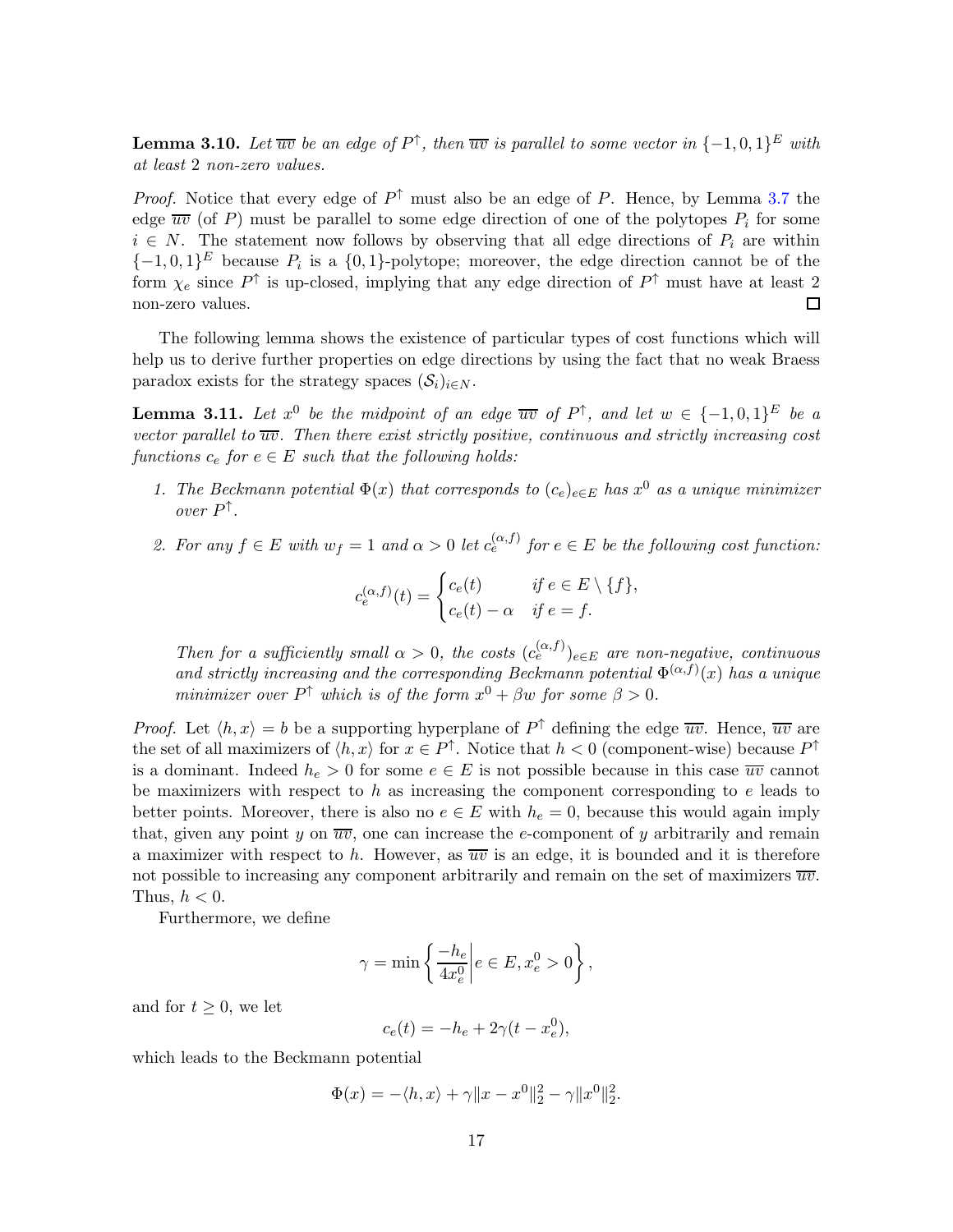**Lemma 3.10.** *Let $\overline{uv}$ be an edge of $P^{\uparrow}$, then $\overline{uv}$ is parallel to some vector in $\{-1,0,1\}^E$ with at least 2 non-zero values.*

*Proof.* Notice that every edge of $P^{\uparrow}$ must also be an edge of $P$. Hence, by Lemma 3.7 the edge $\overline{uv}$ (of $P$) must be parallel to some edge direction of one of the polytopes $P_i$ for some $i \in N$. The statement now follows by observing that all edge directions of $P_i$ are within $\{-1,0,1\}^E$ because $P_i$ is a $\{0,1\}$-polytope; moreover, the edge direction cannot be of the form $\chi_e$ since $P^{\uparrow}$ is up-closed, implying that any edge direction of $P^{\uparrow}$ must have at least 2 non-zero values. $\square$

The following lemma shows the existence of particular types of cost functions which will help us to derive further properties on edge directions by using the fact that no weak Braess paradox exists for the strategy spaces $(\mathcal{S}_i)_{i \in N}$.

**Lemma 3.11.** *Let $x^0$ be the midpoint of an edge $\overline{uv}$ of $P^{\uparrow}$, and let $w \in \{-1,0,1\}^E$ be a vector parallel to $\overline{uv}$. Then there exist strictly positive, continuous and strictly increasing cost functions $c_e$ for $e \in E$ such that the following holds:*

1. *The Beckmann potential $\Phi(x)$ that corresponds to $(c_e)_{e \in E}$ has $x^0$ as a unique minimizer over $P^{\uparrow}$.*
2. *For any $f \in E$ with $w_f = 1$ and $\alpha > 0$ let $c_e^{(\alpha,f)}$ for $e \in E$ be the following cost function:*

$$c_e^{(\alpha,f)}(t) = \begin{cases} c_e(t) & \text{if } e \in E \setminus \{f\}, \\ c_e(t) - \alpha & \text{if } e = f. \end{cases}$$

*Then for a sufficiently small $\alpha > 0$, the costs $(c_e^{(\alpha,f)})_{e \in E}$ are non-negative, continuous and strictly increasing and the corresponding Beckmann potential $\Phi^{(\alpha,f)}(x)$ has a unique minimizer over $P^{\uparrow}$ which is of the form $x^0 + \beta w$ for some $\beta > 0$.*

*Proof.* Let $\langle h, x \rangle = b$ be a supporting hyperplane of $P^{\uparrow}$ defining the edge $\overline{uv}$. Hence, $\overline{uv}$ are the set of all maximizers of $\langle h, x \rangle$ for $x \in P^{\uparrow}$. Notice that $h < 0$ (component-wise) because $P^{\uparrow}$ is a dominant. Indeed $h_e > 0$ for some $e \in E$ is not possible because in this case $\overline{uv}$ cannot be maximizers with respect to $h$ as increasing the component corresponding to $e$ leads to better points. Moreover, there is also no $e \in E$ with $h_e = 0$, because this would again imply that, given any point $y$ on $\overline{uv}$, one can increase the $e$-component of $y$ arbitrarily and remain a maximizer with respect to $h$. However, as $\overline{uv}$ is an edge, it is bounded and it is therefore not possible to increasing any component arbitrarily and remain on the set of maximizers $\overline{uv}$. Thus, $h < 0$.

Furthermore, we define

$$\gamma = \min \left\{ \frac{-h_e}{4x_e^0} \middle| e \in E, x_e^0 > 0 \right\},$$

and for $t \geq 0$, we let

$$c_e(t) = -h_e + 2\gamma(t - x_e^0),$$

which leads to the Beckmann potential

$$\Phi(x) = -\langle h, x \rangle + \gamma \|x - x^0\|_2^2 - \gamma \|x^0\|_2^2.$$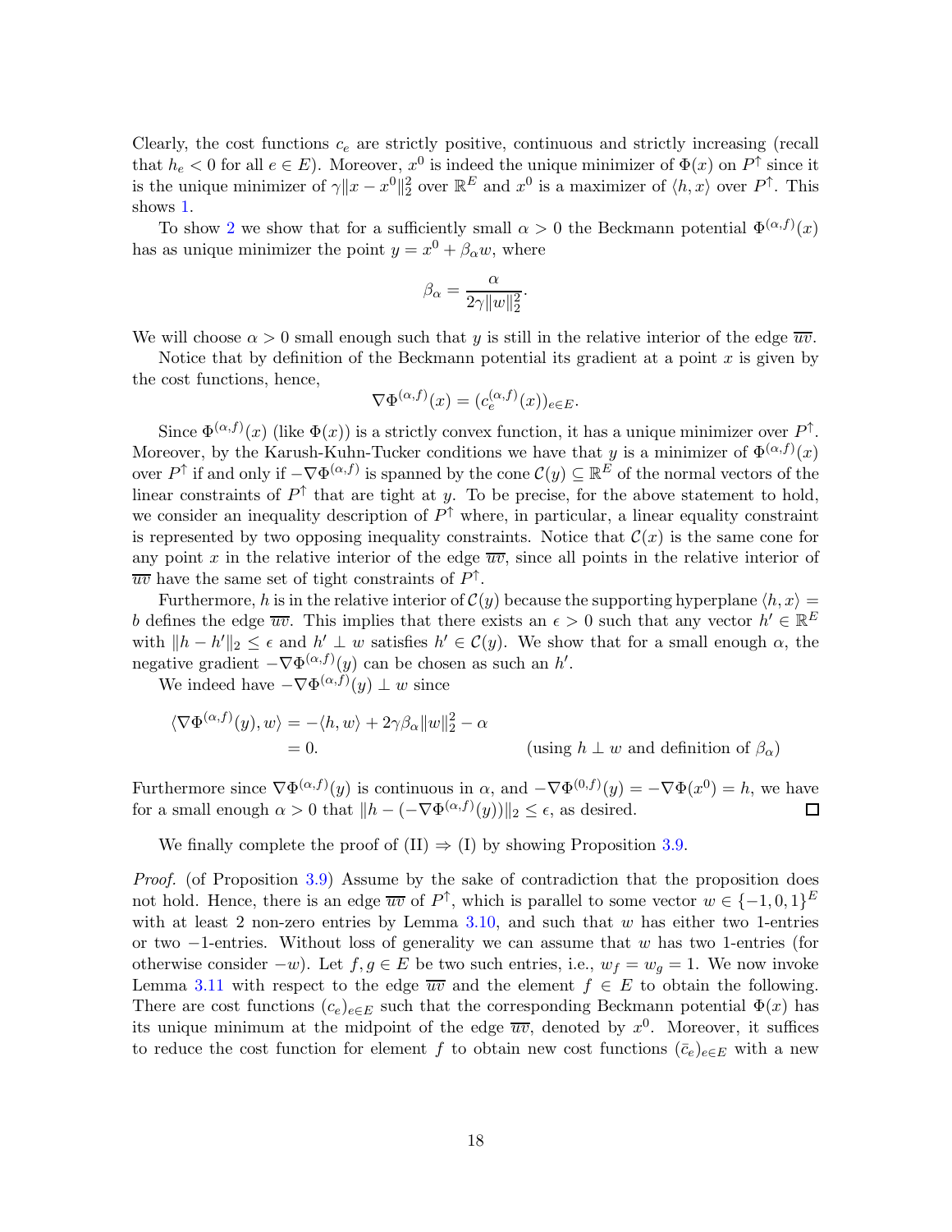Clearly, the cost functions $c_e$ are strictly positive, continuous and strictly increasing (recall that $h_e < 0$ for all $e \in E$). Moreover, $x^0$ is indeed the unique minimizer of $\Phi(x)$ on $P^{\uparrow}$ since it is the unique minimizer of $\gamma\|x - x^0\|_2^2$ over $\mathbb{R}^E$ and $x^0$ is a maximizer of $\langle h, x\rangle$ over $P^{\uparrow}$. This shows 1.

To show 2 we show that for a sufficiently small $\alpha > 0$ the Beckmann potential $\Phi^{(\alpha,f)}(x)$ has as unique minimizer the point $y = x^0 + \beta_\alpha w$, where

$$\beta_\alpha = \frac{\alpha}{2\gamma\|w\|_2^2}.$$

We will choose $\alpha > 0$ small enough such that $y$ is still in the relative interior of the edge $\overline{uv}$.

Notice that by definition of the Beckmann potential its gradient at a point $x$ is given by the cost functions, hence,

$$\nabla\Phi^{(\alpha,f)}(x) = (c_e^{(\alpha,f)}(x))_{e\in E}.$$

Since $\Phi^{(\alpha,f)}(x)$ (like $\Phi(x)$) is a strictly convex function, it has a unique minimizer over $P^{\uparrow}$. Moreover, by the Karush-Kuhn-Tucker conditions we have that $y$ is a minimizer of $\Phi^{(\alpha,f)}(x)$ over $P^{\uparrow}$ if and only if $-\nabla\Phi^{(\alpha,f)}$ is spanned by the cone $\mathcal{C}(y) \subseteq \mathbb{R}^E$ of the normal vectors of the linear constraints of $P^{\uparrow}$ that are tight at $y$. To be precise, for the above statement to hold, we consider an inequality description of $P^{\uparrow}$ where, in particular, a linear equality constraint is represented by two opposing inequality constraints. Notice that $\mathcal{C}(x)$ is the same cone for any point $x$ in the relative interior of the edge $\overline{uv}$, since all points in the relative interior of $\overline{uv}$ have the same set of tight constraints of $P^{\uparrow}$.

Furthermore, $h$ is in the relative interior of $\mathcal{C}(y)$ because the supporting hyperplane $\langle h, x\rangle = b$ defines the edge $\overline{uv}$. This implies that there exists an $\epsilon > 0$ such that any vector $h' \in \mathbb{R}^E$ with $\|h - h'\|_2 \le \epsilon$ and $h' \perp w$ satisfies $h' \in \mathcal{C}(y)$. We show that for a small enough $\alpha$, the negative gradient $-\nabla\Phi^{(\alpha,f)}(y)$ can be chosen as such an $h'$.

We indeed have $-\nabla\Phi^{(\alpha,f)}(y) \perp w$ since

$$\begin{aligned}\langle \nabla\Phi^{(\alpha,f)}(y), w\rangle &= -\langle h, w\rangle + 2\gamma\beta_\alpha\|w\|_2^2 - \alpha \\ &= 0. \qquad\qquad \text{(using } h \perp w \text{ and definition of } \beta_\alpha\text{)}\end{aligned}$$

Furthermore since $\nabla\Phi^{(\alpha,f)}(y)$ is continuous in $\alpha$, and $-\nabla\Phi^{(0,f)}(y) = -\nabla\Phi(x^0) = h$, we have for a small enough $\alpha > 0$ that $\|h - (-\nabla\Phi^{(\alpha,f)}(y))\|_2 \le \epsilon$, as desired. ◻

We finally complete the proof of (II) ⇒ (I) by showing Proposition 3.9.

*Proof.* (of Proposition 3.9) Assume by the sake of contradiction that the proposition does not hold. Hence, there is an edge $\overline{uv}$ of $P^{\uparrow}$, which is parallel to some vector $w \in \{-1, 0, 1\}^E$ with at least 2 non-zero entries by Lemma 3.10, and such that $w$ has either two 1-entries or two $-1$-entries. Without loss of generality we can assume that $w$ has two 1-entries (for otherwise consider $-w$). Let $f, g \in E$ be two such entries, i.e., $w_f = w_g = 1$. We now invoke Lemma 3.11 with respect to the edge $\overline{uv}$ and the element $f \in E$ to obtain the following. There are cost functions $(c_e)_{e\in E}$ such that the corresponding Beckmann potential $\Phi(x)$ has its unique minimum at the midpoint of the edge $\overline{uv}$, denoted by $x^0$. Moreover, it suffices to reduce the cost function for element $f$ to obtain new cost functions $(\bar{c}_e)_{e\in E}$ with a new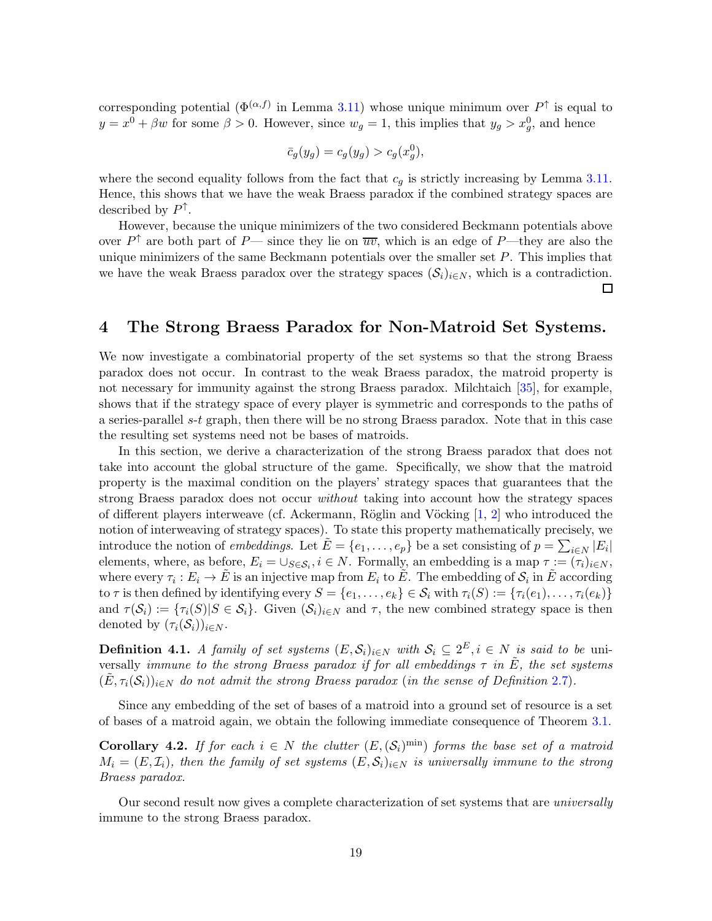corresponding potential ($\Phi^{(\alpha,f)}$ in Lemma 3.11) whose unique minimum over $P^{\uparrow}$ is equal to $y = x^0 + \beta w$ for some $\beta > 0$. However, since $w_g = 1$, this implies that $y_g > x_g^0$, and hence

$$\bar{c}_g(y_g) = c_g(y_g) > c_g(x_g^0),$$

where the second equality follows from the fact that $c_g$ is strictly increasing by Lemma 3.11. Hence, this shows that we have the weak Braess paradox if the combined strategy spaces are described by $P^{\uparrow}$.

However, because the unique minimizers of the two considered Beckmann potentials above over $P^{\uparrow}$ are both part of $P$— since they lie on $\overline{uv}$, which is an edge of $P$—they are also the unique minimizers of the same Beckmann potentials over the smaller set $P$. This implies that we have the weak Braess paradox over the strategy spaces $(\mathcal{S}_i)_{i\in N}$, which is a contradiction. □

# 4 The Strong Braess Paradox for Non-Matroid Set Systems.

We now investigate a combinatorial property of the set systems so that the strong Braess paradox does not occur. In contrast to the weak Braess paradox, the matroid property is not necessary for immunity against the strong Braess paradox. Milchtaich [35], for example, shows that if the strategy space of every player is symmetric and corresponds to the paths of a series-parallel $s$-$t$ graph, then there will be no strong Braess paradox. Note that in this case the resulting set systems need not be bases of matroids.

In this section, we derive a characterization of the strong Braess paradox that does not take into account the global structure of the game. Specifically, we show that the matroid property is the maximal condition on the players' strategy spaces that guarantees that the strong Braess paradox does not occur *without* taking into account how the strategy spaces of different players interweave (cf. Ackermann, Röglin and Vöcking [1, 2] who introduced the notion of interweaving of strategy spaces). To state this property mathematically precisely, we introduce the notion of *embeddings*. Let $\tilde{E} = \{e_1, \dots, e_p\}$ be a set consisting of $p = \sum_{i\in N} |E_i|$ elements, where, as before, $E_i = \cup_{S\in\mathcal{S}_i}, i \in N$. Formally, an embedding is a map $\tau := (\tau_i)_{i\in N}$, where every $\tau_i : E_i \to \tilde{E}$ is an injective map from $E_i$ to $\tilde{E}$. The embedding of $\mathcal{S}_i$ in $\tilde{E}$ according to $\tau$ is then defined by identifying every $S = \{e_1, \dots, e_k\} \in \mathcal{S}_i$ with $\tau_i(S) := \{\tau_i(e_1), \dots, \tau_i(e_k)\}$ and $\tau(\mathcal{S}_i) := \{\tau_i(S) | S \in \mathcal{S}_i\}$. Given $(\mathcal{S}_i)_{i\in N}$ and $\tau$, the new combined strategy space is then denoted by $(\tau_i(\mathcal{S}_i))_{i\in N}$.

**Definition 4.1.** *A family of set systems $(E, \mathcal{S}_i)_{i\in N}$ with $\mathcal{S}_i \subseteq 2^E, i \in N$ is said to be* universally *immune to the strong Braess paradox if for all embeddings $\tau$ in $\tilde{E}$, the set systems $(\tilde{E}, \tau_i(\mathcal{S}_i))_{i\in N}$ do not admit the strong Braess paradox (in the sense of Definition 2.7).*

Since any embedding of the set of bases of a matroid into a ground set of resource is a set of bases of a matroid again, we obtain the following immediate consequence of Theorem 3.1.

**Corollary 4.2.** *If for each $i \in N$ the clutter $(E, (\mathcal{S}_i)^{\min})$ forms the base set of a matroid $M_i = (E, \mathcal{I}_i)$, then the family of set systems $(E, \mathcal{S}_i)_{i\in N}$ is universally immune to the strong Braess paradox.*

Our second result now gives a complete characterization of set systems that are *universally* immune to the strong Braess paradox.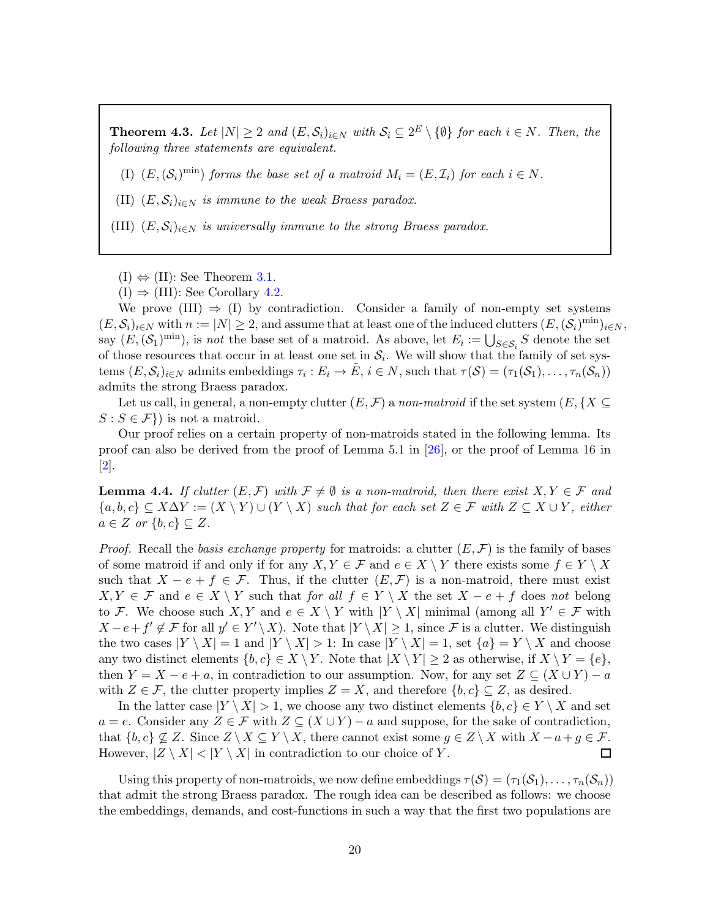**Theorem 4.3.** *Let $|N| \geq 2$ and $(E, \mathcal{S}_i)_{i\in N}$ with $\mathcal{S}_i \subseteq 2^E \setminus \{\emptyset\}$ for each $i \in N$. Then, the following three statements are equivalent.*

(I) *$(E, (\mathcal{S}_i)^{\min})$ forms the base set of a matroid $M_i = (E, \mathcal{I}_i)$ for each $i \in N$.*

(II) *$(E, \mathcal{S}_i)_{i\in N}$ is immune to the weak Braess paradox.*

(III) *$(E, \mathcal{S}_i)_{i\in N}$ is universally immune to the strong Braess paradox.*

(I) $\Leftrightarrow$ (II): See Theorem 3.1.

(I) $\Rightarrow$ (III): See Corollary 4.2.

We prove (III) $\Rightarrow$ (I) by contradiction. Consider a family of non-empty set systems $(E, \mathcal{S}_i)_{i\in N}$ with $n := |N| \geq 2$, and assume that at least one of the induced clutters $(E, (\mathcal{S}_i)^{\min})_{i\in N}$, say $(E, (\mathcal{S}_1)^{\min})$, is *not* the base set of a matroid. As above, let $E_i := \bigcup_{S\in\mathcal{S}_i} S$ denote the set of those resources that occur in at least one set in $\mathcal{S}_i$. We will show that the family of set systems $(E, \mathcal{S}_i)_{i\in N}$ admits embeddings $\tau_i : E_i \to \tilde{E}$, $i \in N$, such that $\tau(\mathcal{S}) = (\tau_1(\mathcal{S}_1), \ldots, \tau_n(\mathcal{S}_n))$ admits the strong Braess paradox.

Let us call, in general, a non-empty clutter $(E, \mathcal{F})$ a *non-matroid* if the set system $(E, \{X \subseteq S : S \in \mathcal{F}\})$ is not a matroid.

Our proof relies on a certain property of non-matroids stated in the following lemma. Its proof can also be derived from the proof of Lemma 5.1 in [26], or the proof of Lemma 16 in [2].

**Lemma 4.4.** *If clutter $(E, \mathcal{F})$ with $\mathcal{F} \neq \emptyset$ is a non-matroid, then there exist $X, Y \in \mathcal{F}$ and $\{a, b, c\} \subseteq X\Delta Y := (X \setminus Y) \cup (Y \setminus X)$ such that for each set $Z \in \mathcal{F}$ with $Z \subseteq X \cup Y$, either $a \in Z$ or $\{b, c\} \subseteq Z$.*

*Proof.* Recall the *basis exchange property* for matroids: a clutter $(E, \mathcal{F})$ is the family of bases of some matroid if and only if for any $X, Y \in \mathcal{F}$ and $e \in X \setminus Y$ there exists some $f \in Y \setminus X$ such that $X - e + f \in \mathcal{F}$. Thus, if the clutter $(E, \mathcal{F})$ is a non-matroid, there must exist $X, Y \in \mathcal{F}$ and $e \in X \setminus Y$ such that *for all* $f \in Y \setminus X$ the set $X - e + f$ does *not* belong to $\mathcal{F}$. We choose such $X, Y$ and $e \in X \setminus Y$ with $|Y \setminus X|$ minimal (among all $Y' \in \mathcal{F}$ with $X - e + f' \notin \mathcal{F}$ for all $y' \in Y' \setminus X$). Note that $|Y \setminus X| \geq 1$, since $\mathcal{F}$ is a clutter. We distinguish the two cases $|Y \setminus X| = 1$ and $|Y \setminus X| > 1$: In case $|Y \setminus X| = 1$, set $\{a\} = Y \setminus X$ and choose any two distinct elements $\{b, c\} \in X \setminus Y$. Note that $|X \setminus Y| \geq 2$ as otherwise, if $X \setminus Y = \{e\}$, then $Y = X - e + a$, in contradiction to our assumption. Now, for any set $Z \subseteq (X \cup Y) - a$ with $Z \in \mathcal{F}$, the clutter property implies $Z = X$, and therefore $\{b, c\} \subseteq Z$, as desired.

In the latter case $|Y \setminus X| > 1$, we choose any two distinct elements $\{b, c\} \in Y \setminus X$ and set $a = e$. Consider any $Z \in \mathcal{F}$ with $Z \subseteq (X \cup Y) - a$ and suppose, for the sake of contradiction, that $\{b, c\} \not\subseteq Z$. Since $Z \setminus X \subseteq Y \setminus X$, there cannot exist some $g \in Z \setminus X$ with $X - a + g \in \mathcal{F}$. However, $|Z \setminus X| < |Y \setminus X|$ in contradiction to our choice of $Y$. $\square$

Using this property of non-matroids, we now define embeddings $\tau(\mathcal{S}) = (\tau_1(\mathcal{S}_1), \ldots, \tau_n(\mathcal{S}_n))$ that admit the strong Braess paradox. The rough idea can be described as follows: we choose the embeddings, demands, and cost-functions in such a way that the first two populations are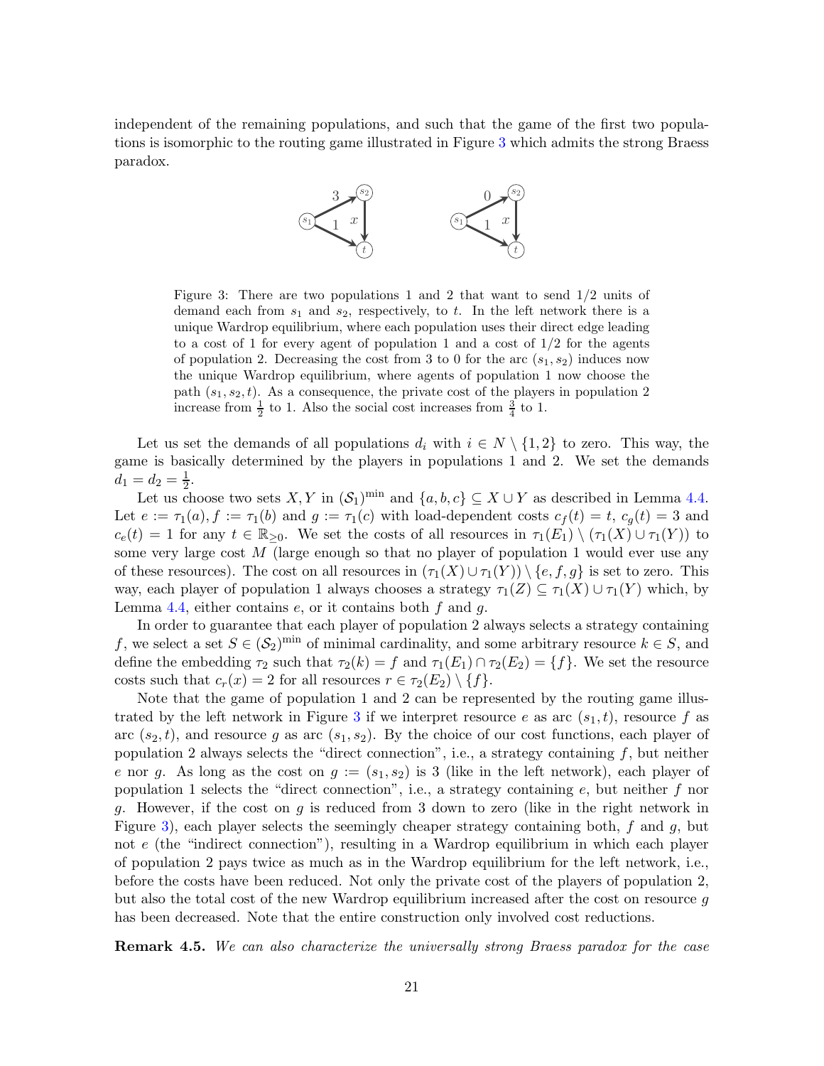independent of the remaining populations, and such that the game of the first two populations is isomorphic to the routing game illustrated in Figure 3 which admits the strong Braess paradox.

Figure 3: There are two populations 1 and 2 that want to send 1/2 units of demand each from $s_1$ and $s_2$, respectively, to $t$. In the left network there is a unique Wardrop equilibrium, where each population uses their direct edge leading to a cost of 1 for every agent of population 1 and a cost of 1/2 for the agents of population 2. Decreasing the cost from 3 to 0 for the arc $(s_1, s_2)$ induces now the unique Wardrop equilibrium, where agents of population 1 now choose the path $(s_1, s_2, t)$. As a consequence, the private cost of the players in population 2 increase from $\frac{1}{2}$ to 1. Also the social cost increases from $\frac{3}{4}$ to 1.

Let us set the demands of all populations $d_i$ with $i \in N \setminus \{1, 2\}$ to zero. This way, the game is basically determined by the players in populations 1 and 2. We set the demands $d_1 = d_2 = \frac{1}{2}$.

Let us choose two sets $X, Y$ in $(\mathcal{S}_1)^{\min}$ and $\{a, b, c\} \subseteq X \cup Y$ as described in Lemma 4.4. Let $e := \tau_1(a), f := \tau_1(b)$ and $g := \tau_1(c)$ with load-dependent costs $c_f(t) = t$, $c_g(t) = 3$ and $c_e(t) = 1$ for any $t \in \mathbb{R}_{\geq 0}$. We set the costs of all resources in $\tau_1(E_1) \setminus (\tau_1(X) \cup \tau_1(Y))$ to some very large cost $M$ (large enough so that no player of population 1 would ever use any of these resources). The cost on all resources in $(\tau_1(X) \cup \tau_1(Y)) \setminus \{e, f, g\}$ is set to zero. This way, each player of population 1 always chooses a strategy $\tau_1(Z) \subseteq \tau_1(X) \cup \tau_1(Y)$ which, by Lemma 4.4, either contains $e$, or it contains both $f$ and $g$.

In order to guarantee that each player of population 2 always selects a strategy containing $f$, we select a set $S \in (\mathcal{S}_2)^{\min}$ of minimal cardinality, and some arbitrary resource $k \in S$, and define the embedding $\tau_2$ such that $\tau_2(k) = f$ and $\tau_1(E_1) \cap \tau_2(E_2) = \{f\}$. We set the resource costs such that $c_r(x) = 2$ for all resources $r \in \tau_2(E_2) \setminus \{f\}$.

Note that the game of population 1 and 2 can be represented by the routing game illustrated by the left network in Figure 3 if we interpret resource $e$ as arc $(s_1, t)$, resource $f$ as arc $(s_2, t)$, and resource $g$ as arc $(s_1, s_2)$. By the choice of our cost functions, each player of population 2 always selects the "direct connection", i.e., a strategy containing $f$, but neither $e$ nor $g$. As long as the cost on $g := (s_1, s_2)$ is 3 (like in the left network), each player of population 1 selects the "direct connection", i.e., a strategy containing $e$, but neither $f$ nor $g$. However, if the cost on $g$ is reduced from 3 down to zero (like in the right network in Figure 3), each player selects the seemingly cheaper strategy containing both, $f$ and $g$, but not $e$ (the "indirect connection"), resulting in a Wardrop equilibrium in which each player of population 2 pays twice as much as in the Wardrop equilibrium for the left network, i.e., before the costs have been reduced. Not only the private cost of the players of population 2, but also the total cost of the new Wardrop equilibrium increased after the cost on resource $g$ has been decreased. Note that the entire construction only involved cost reductions.

**Remark 4.5.** *We can also characterize the universally strong Braess paradox for the case*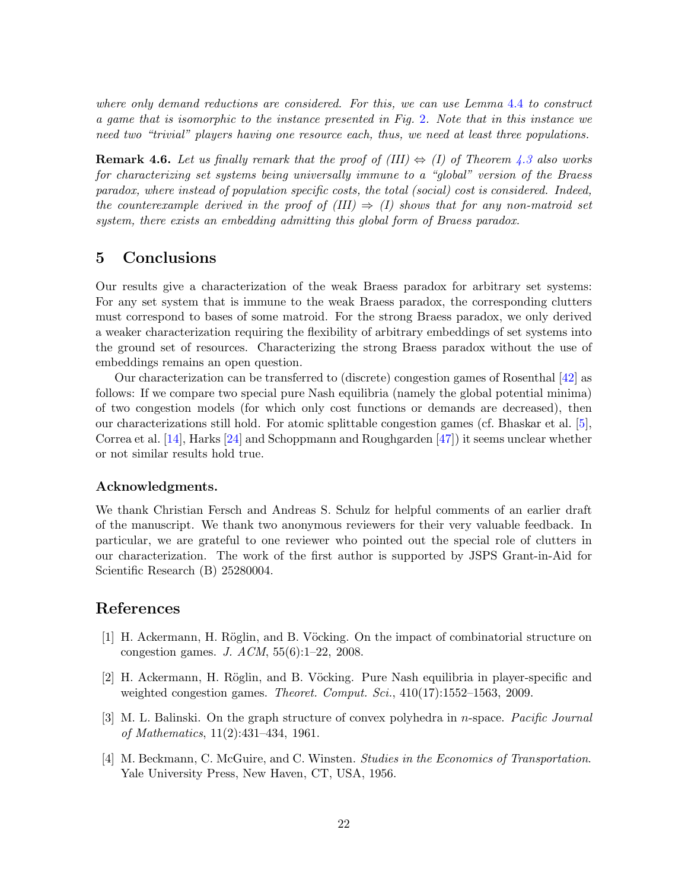*where only demand reductions are considered. For this, we can use Lemma 4.4 to construct a game that is isomorphic to the instance presented in Fig. 2. Note that in this instance we need two "trivial" players having one resource each, thus, we need at least three populations.*

**Remark 4.6.** *Let us finally remark that the proof of (III) ⇔ (I) of Theorem 4.3 also works for characterizing set systems being universally immune to a "global" version of the Braess paradox, where instead of population specific costs, the total (social) cost is considered. Indeed, the counterexample derived in the proof of (III) ⇒ (I) shows that for any non-matroid set system, there exists an embedding admitting this global form of Braess paradox.*

## 5 Conclusions

Our results give a characterization of the weak Braess paradox for arbitrary set systems: For any set system that is immune to the weak Braess paradox, the corresponding clutters must correspond to bases of some matroid. For the strong Braess paradox, we only derived a weaker characterization requiring the flexibility of arbitrary embeddings of set systems into the ground set of resources. Characterizing the strong Braess paradox without the use of embeddings remains an open question.

Our characterization can be transferred to (discrete) congestion games of Rosenthal [42] as follows: If we compare two special pure Nash equilibria (namely the global potential minima) of two congestion models (for which only cost functions or demands are decreased), then our characterizations still hold. For atomic splittable congestion games (cf. Bhaskar et al. [5], Correa et al. [14], Harks [24] and Schoppmann and Roughgarden [47]) it seems unclear whether or not similar results hold true.

### Acknowledgments.

We thank Christian Fersch and Andreas S. Schulz for helpful comments of an earlier draft of the manuscript. We thank two anonymous reviewers for their very valuable feedback. In particular, we are grateful to one reviewer who pointed out the special role of clutters in our characterization. The work of the first author is supported by JSPS Grant-in-Aid for Scientific Research (B) 25280004.

## References

[1] H. Ackermann, H. Röglin, and B. Vöcking. On the impact of combinatorial structure on congestion games. *J. ACM*, 55(6):1–22, 2008.

[2] H. Ackermann, H. Röglin, and B. Vöcking. Pure Nash equilibria in player-specific and weighted congestion games. *Theoret. Comput. Sci.*, 410(17):1552–1563, 2009.

[3] M. L. Balinski. On the graph structure of convex polyhedra in $n$-space. *Pacific Journal of Mathematics*, 11(2):431–434, 1961.

[4] M. Beckmann, C. McGuire, and C. Winsten. *Studies in the Economics of Transportation*. Yale University Press, New Haven, CT, USA, 1956.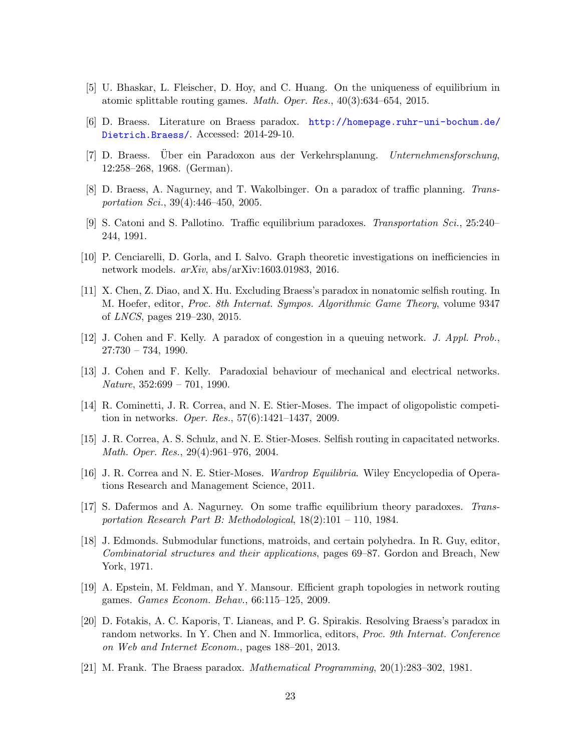[5] U. Bhaskar, L. Fleischer, D. Hoy, and C. Huang. On the uniqueness of equilibrium in atomic splittable routing games. *Math. Oper. Res.*, 40(3):634–654, 2015.

[6] D. Braess. Literature on Braess paradox. http://homepage.ruhr-uni-bochum.de/Dietrich.Braess/. Accessed: 2014-29-10.

[7] D. Braess. Über ein Paradoxon aus der Verkehrsplanung. *Unternehmensforschung*, 12:258–268, 1968. (German).

[8] D. Braess, A. Nagurney, and T. Wakolbinger. On a paradox of traffic planning. *Transportation Sci.*, 39(4):446–450, 2005.

[9] S. Catoni and S. Pallotino. Traffic equilibrium paradoxes. *Transportation Sci.*, 25:240–244, 1991.

[10] P. Cenciarelli, D. Gorla, and I. Salvo. Graph theoretic investigations on inefficiencies in network models. *arXiv*, abs/arXiv:1603.01983, 2016.

[11] X. Chen, Z. Diao, and X. Hu. Excluding Braess's paradox in nonatomic selfish routing. In M. Hoefer, editor, *Proc. 8th Internat. Sympos. Algorithmic Game Theory*, volume 9347 of *LNCS*, pages 219–230, 2015.

[12] J. Cohen and F. Kelly. A paradox of congestion in a queuing network. *J. Appl. Prob.*, 27:730 – 734, 1990.

[13] J. Cohen and F. Kelly. Paradoxial behaviour of mechanical and electrical networks. *Nature*, 352:699 – 701, 1990.

[14] R. Cominetti, J. R. Correa, and N. E. Stier-Moses. The impact of oligopolistic competition in networks. *Oper. Res.*, 57(6):1421–1437, 2009.

[15] J. R. Correa, A. S. Schulz, and N. E. Stier-Moses. Selfish routing in capacitated networks. *Math. Oper. Res.*, 29(4):961–976, 2004.

[16] J. R. Correa and N. E. Stier-Moses. *Wardrop Equilibria*. Wiley Encyclopedia of Operations Research and Management Science, 2011.

[17] S. Dafermos and A. Nagurney. On some traffic equilibrium theory paradoxes. *Transportation Research Part B: Methodological*, 18(2):101 – 110, 1984.

[18] J. Edmonds. Submodular functions, matroids, and certain polyhedra. In R. Guy, editor, *Combinatorial structures and their applications*, pages 69–87. Gordon and Breach, New York, 1971.

[19] A. Epstein, M. Feldman, and Y. Mansour. Efficient graph topologies in network routing games. *Games Econom. Behav.*, 66:115–125, 2009.

[20] D. Fotakis, A. C. Kaporis, T. Lianeas, and P. G. Spirakis. Resolving Braess's paradox in random networks. In Y. Chen and N. Immorlica, editors, *Proc. 9th Internat. Conference on Web and Internet Econom.*, pages 188–201, 2013.

[21] M. Frank. The Braess paradox. *Mathematical Programming*, 20(1):283–302, 1981.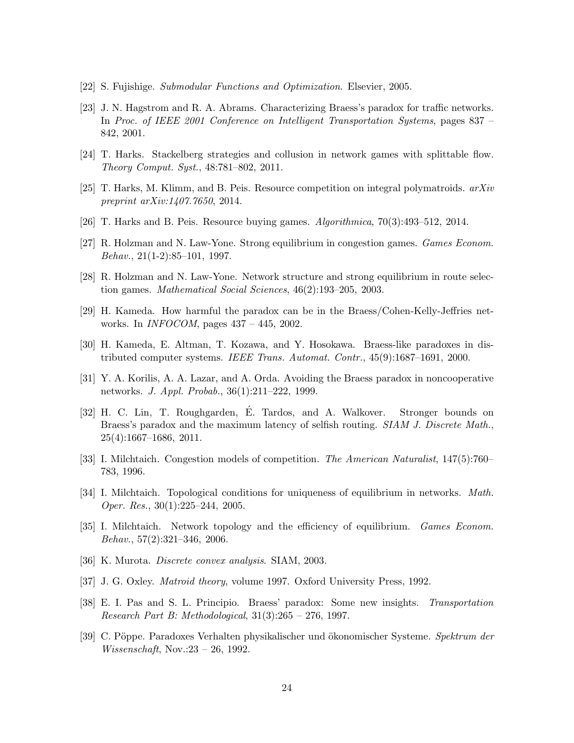[22] S. Fujishige. *Submodular Functions and Optimization*. Elsevier, 2005.

[23] J. N. Hagstrom and R. A. Abrams. Characterizing Braess's paradox for traffic networks. In *Proc. of IEEE 2001 Conference on Intelligent Transportation Systems*, pages 837 – 842, 2001.

[24] T. Harks. Stackelberg strategies and collusion in network games with splittable flow. *Theory Comput. Syst.*, 48:781–802, 2011.

[25] T. Harks, M. Klimm, and B. Peis. Resource competition on integral polymatroids. *arXiv preprint arXiv:1407.7650*, 2014.

[26] T. Harks and B. Peis. Resource buying games. *Algorithmica*, 70(3):493–512, 2014.

[27] R. Holzman and N. Law-Yone. Strong equilibrium in congestion games. *Games Econom. Behav.*, 21(1-2):85–101, 1997.

[28] R. Holzman and N. Law-Yone. Network structure and strong equilibrium in route selection games. *Mathematical Social Sciences*, 46(2):193–205, 2003.

[29] H. Kameda. How harmful the paradox can be in the Braess/Cohen-Kelly-Jeffries networks. In *INFOCOM*, pages 437 – 445, 2002.

[30] H. Kameda, E. Altman, T. Kozawa, and Y. Hosokawa. Braess-like paradoxes in distributed computer systems. *IEEE Trans. Automat. Contr.*, 45(9):1687–1691, 2000.

[31] Y. A. Korilis, A. A. Lazar, and A. Orda. Avoiding the Braess paradox in noncooperative networks. *J. Appl. Probab.*, 36(1):211–222, 1999.

[32] H. C. Lin, T. Roughgarden, É. Tardos, and A. Walkover. Stronger bounds on Braess's paradox and the maximum latency of selfish routing. *SIAM J. Discrete Math.*, 25(4):1667–1686, 2011.

[33] I. Milchtaich. Congestion models of competition. *The American Naturalist*, 147(5):760–783, 1996.

[34] I. Milchtaich. Topological conditions for uniqueness of equilibrium in networks. *Math. Oper. Res.*, 30(1):225–244, 2005.

[35] I. Milchtaich. Network topology and the efficiency of equilibrium. *Games Econom. Behav.*, 57(2):321–346, 2006.

[36] K. Murota. *Discrete convex analysis*. SIAM, 2003.

[37] J. G. Oxley. *Matroid theory*, volume 1997. Oxford University Press, 1992.

[38] E. I. Pas and S. L. Principio. Braess' paradox: Some new insights. *Transportation Research Part B: Methodological*, 31(3):265 – 276, 1997.

[39] C. Pöppe. Paradoxes Verhalten physikalischer und ökonomischer Systeme. *Spektrum der Wissenschaft*, Nov.:23 – 26, 1992.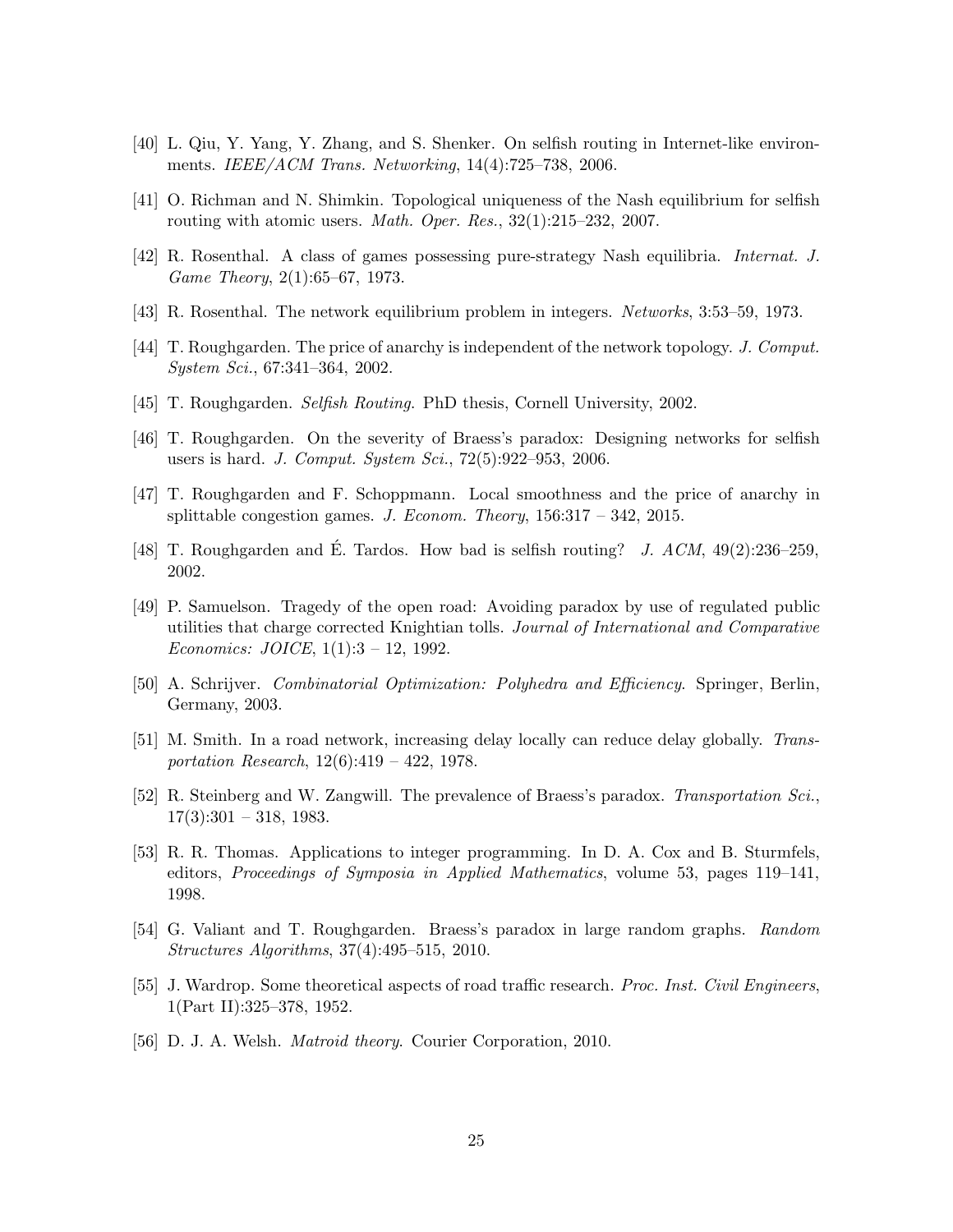[40] L. Qiu, Y. Yang, Y. Zhang, and S. Shenker. On selfish routing in Internet-like environments. *IEEE/ACM Trans. Networking*, 14(4):725–738, 2006.

[41] O. Richman and N. Shimkin. Topological uniqueness of the Nash equilibrium for selfish routing with atomic users. *Math. Oper. Res.*, 32(1):215–232, 2007.

[42] R. Rosenthal. A class of games possessing pure-strategy Nash equilibria. *Internat. J. Game Theory*, 2(1):65–67, 1973.

[43] R. Rosenthal. The network equilibrium problem in integers. *Networks*, 3:53–59, 1973.

[44] T. Roughgarden. The price of anarchy is independent of the network topology. *J. Comput. System Sci.*, 67:341–364, 2002.

[45] T. Roughgarden. *Selfish Routing*. PhD thesis, Cornell University, 2002.

[46] T. Roughgarden. On the severity of Braess's paradox: Designing networks for selfish users is hard. *J. Comput. System Sci.*, 72(5):922–953, 2006.

[47] T. Roughgarden and F. Schoppmann. Local smoothness and the price of anarchy in splittable congestion games. *J. Econom. Theory*, 156:317 – 342, 2015.

[48] T. Roughgarden and É. Tardos. How bad is selfish routing? *J. ACM*, 49(2):236–259, 2002.

[49] P. Samuelson. Tragedy of the open road: Avoiding paradox by use of regulated public utilities that charge corrected Knightian tolls. *Journal of International and Comparative Economics: JOICE*, 1(1):3 – 12, 1992.

[50] A. Schrijver. *Combinatorial Optimization: Polyhedra and Efficiency*. Springer, Berlin, Germany, 2003.

[51] M. Smith. In a road network, increasing delay locally can reduce delay globally. *Transportation Research*, 12(6):419 – 422, 1978.

[52] R. Steinberg and W. Zangwill. The prevalence of Braess's paradox. *Transportation Sci.*, 17(3):301 – 318, 1983.

[53] R. R. Thomas. Applications to integer programming. In D. A. Cox and B. Sturmfels, editors, *Proceedings of Symposia in Applied Mathematics*, volume 53, pages 119–141, 1998.

[54] G. Valiant and T. Roughgarden. Braess's paradox in large random graphs. *Random Structures Algorithms*, 37(4):495–515, 2010.

[55] J. Wardrop. Some theoretical aspects of road traffic research. *Proc. Inst. Civil Engineers*, 1(Part II):325–378, 1952.

[56] D. J. A. Welsh. *Matroid theory*. Courier Corporation, 2010.